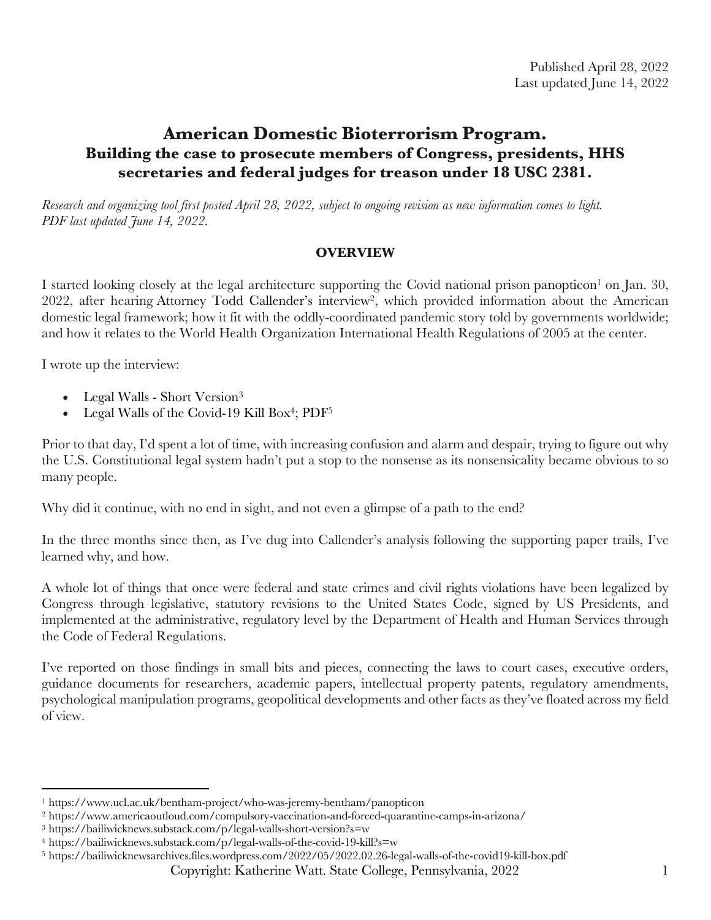Published April 28, 2022
Last updated June 14, 2022

# American Domestic Bioterrorism Program.
## Building the case to prosecute members of Congress, presidents, HHS secretaries and federal judges for treason under 18 USC 2381.

*Research and organizing tool first posted April 28, 2022, subject to ongoing revision as new information comes to light. PDF last updated June 14, 2022.*

### OVERVIEW

I started looking closely at the legal architecture supporting the Covid national prison panopticon[1] on Jan. 30, 2022, after hearing Attorney Todd Callender's interview[2], which provided information about the American domestic legal framework; how it fit with the oddly-coordinated pandemic story told by governments worldwide; and how it relates to the World Health Organization International Health Regulations of 2005 at the center.

I wrote up the interview:

- Legal Walls - Short Version[3]
- Legal Walls of the Covid-19 Kill Box[4]; PDF[5]

Prior to that day, I'd spent a lot of time, with increasing confusion and alarm and despair, trying to figure out why the U.S. Constitutional legal system hadn't put a stop to the nonsense as its nonsensicality became obvious to so many people.

Why did it continue, with no end in sight, and not even a glimpse of a path to the end?

In the three months since then, as I've dug into Callender's analysis following the supporting paper trails, I've learned why, and how.

A whole lot of things that once were federal and state crimes and civil rights violations have been legalized by Congress through legislative, statutory revisions to the United States Code, signed by US Presidents, and implemented at the administrative, regulatory level by the Department of Health and Human Services through the Code of Federal Regulations.

I've reported on those findings in small bits and pieces, connecting the laws to court cases, executive orders, guidance documents for researchers, academic papers, intellectual property patents, regulatory amendments, psychological manipulation programs, geopolitical developments and other facts as they've floated across my field of view.

---

[1] https://www.ucl.ac.uk/bentham-project/who-was-jeremy-bentham/panopticon
[2] https://www.americaoutloud.com/compulsory-vaccination-and-forced-quarantine-camps-in-arizona/
[3] https://bailiwicknews.substack.com/p/legal-walls-short-version?s=w
[4] https://bailiwicknews.substack.com/p/legal-walls-of-the-covid-19-kill?s=w
[5] https://bailiwicknewsarchives.files.wordpress.com/2022/05/2022.02.26-legal-walls-of-the-covid19-kill-box.pdf

Copyright: Katherine Watt. State College, Pennsylvania, 2022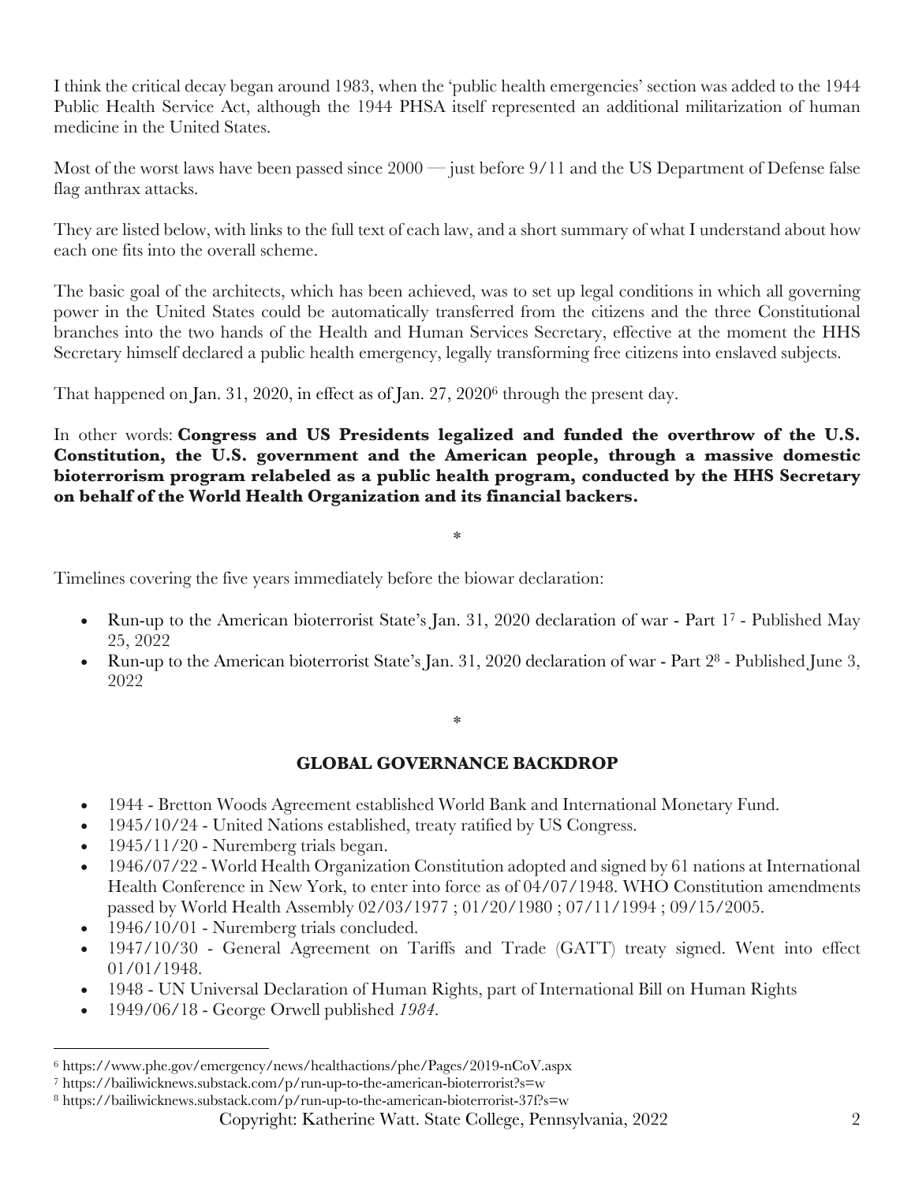I think the critical decay began around 1983, when the 'public health emergencies' section was added to the 1944 Public Health Service Act, although the 1944 PHSA itself represented an additional militarization of human medicine in the United States.

Most of the worst laws have been passed since 2000 — just before 9/11 and the US Department of Defense false flag anthrax attacks.

They are listed below, with links to the full text of each law, and a short summary of what I understand about how each one fits into the overall scheme.

The basic goal of the architects, which has been achieved, was to set up legal conditions in which all governing power in the United States could be automatically transferred from the citizens and the three Constitutional branches into the two hands of the Health and Human Services Secretary, effective at the moment the HHS Secretary himself declared a public health emergency, legally transforming free citizens into enslaved subjects.

That happened on Jan. 31, 2020, in effect as of Jan. 27, 2020[6] through the present day.

In other words: **Congress and US Presidents legalized and funded the overthrow of the U.S. Constitution, the U.S. government and the American people, through a massive domestic bioterrorism program relabeled as a public health program, conducted by the HHS Secretary on behalf of the World Health Organization and its financial backers.**

*

Timelines covering the five years immediately before the biowar declaration:

- Run-up to the American bioterrorist State's Jan. 31, 2020 declaration of war - Part 1[7] - Published May 25, 2022
- Run-up to the American bioterrorist State's Jan. 31, 2020 declaration of war - Part 2[8] - Published June 3, 2022

*

## GLOBAL GOVERNANCE BACKDROP

- 1944 - Bretton Woods Agreement established World Bank and International Monetary Fund.
- 1945/10/24 - United Nations established, treaty ratified by US Congress.
- 1945/11/20 - Nuremberg trials began.
- 1946/07/22 - World Health Organization Constitution adopted and signed by 61 nations at International Health Conference in New York, to enter into force as of 04/07/1948. WHO Constitution amendments passed by World Health Assembly 02/03/1977 ; 01/20/1980 ; 07/11/1994 ; 09/15/2005.
- 1946/10/01 - Nuremberg trials concluded.
- 1947/10/30 - General Agreement on Tariffs and Trade (GATT) treaty signed. Went into effect 01/01/1948.
- 1948 - UN Universal Declaration of Human Rights, part of International Bill on Human Rights
- 1949/06/18 - George Orwell published *1984*.

---

[6] https://www.phe.gov/emergency/news/healthactions/phe/Pages/2019-nCoV.aspx

[7] https://bailiwicknews.substack.com/p/run-up-to-the-american-bioterrorist?s=w

[8] https://bailiwicknews.substack.com/p/run-up-to-the-american-bioterrorist-37f?s=w

Copyright: Katherine Watt. State College, Pennsylvania, 2022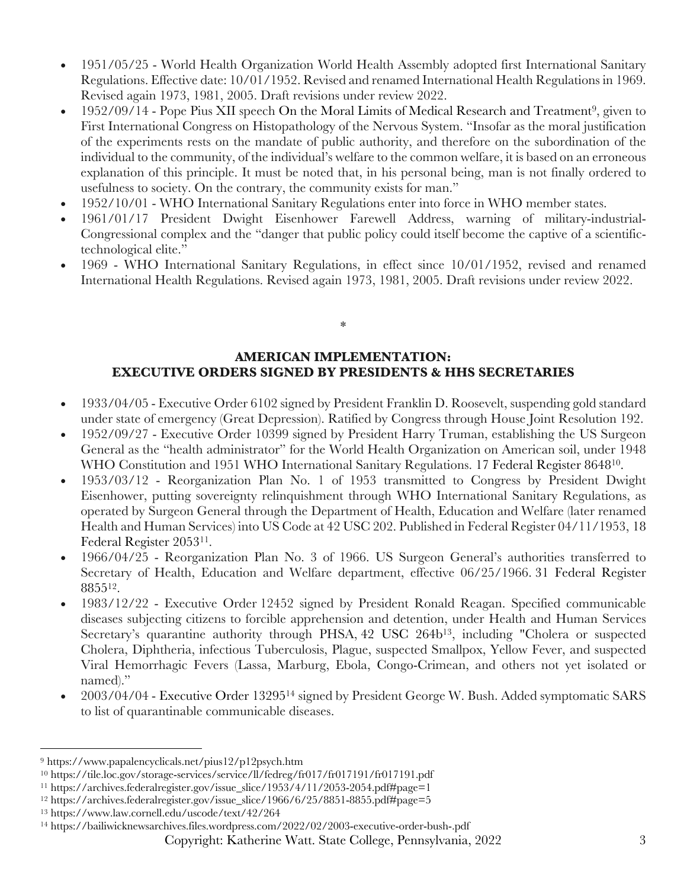- 1951/05/25 - World Health Organization World Health Assembly adopted first International Sanitary Regulations. Effective date: 10/01/1952. Revised and renamed International Health Regulations in 1969. Revised again 1973, 1981, 2005. Draft revisions under review 2022.
- 1952/09/14 - Pope Pius XII speech On the Moral Limits of Medical Research and Treatment[9], given to First International Congress on Histopathology of the Nervous System. "Insofar as the moral justification of the experiments rests on the mandate of public authority, and therefore on the subordination of the individual to the community, of the individual's welfare to the common welfare, it is based on an erroneous explanation of this principle. It must be noted that, in his personal being, man is not finally ordered to usefulness to society. On the contrary, the community exists for man."
- 1952/10/01 - WHO International Sanitary Regulations enter into force in WHO member states.
- 1961/01/17 President Dwight Eisenhower Farewell Address, warning of military-industrial-Congressional complex and the "danger that public policy could itself become the captive of a scientific-technological elite."
- 1969 - WHO International Sanitary Regulations, in effect since 10/01/1952, revised and renamed International Health Regulations. Revised again 1973, 1981, 2005. Draft revisions under review 2022.

*

## AMERICAN IMPLEMENTATION: EXECUTIVE ORDERS SIGNED BY PRESIDENTS & HHS SECRETARIES

- 1933/04/05 - Executive Order 6102 signed by President Franklin D. Roosevelt, suspending gold standard under state of emergency (Great Depression). Ratified by Congress through House Joint Resolution 192.
- 1952/09/27 - Executive Order 10399 signed by President Harry Truman, establishing the US Surgeon General as the "health administrator" for the World Health Organization on American soil, under 1948 WHO Constitution and 1951 WHO International Sanitary Regulations. 17 Federal Register 8648[10].
- 1953/03/12 - Reorganization Plan No. 1 of 1953 transmitted to Congress by President Dwight Eisenhower, putting sovereignty relinquishment through WHO International Sanitary Regulations, as operated by Surgeon General through the Department of Health, Education and Welfare (later renamed Health and Human Services) into US Code at 42 USC 202. Published in Federal Register 04/11/1953, 18 Federal Register 2053[11].
- 1966/04/25 - Reorganization Plan No. 3 of 1966. US Surgeon General's authorities transferred to Secretary of Health, Education and Welfare department, effective 06/25/1966. 31 Federal Register 8855[12].
- 1983/12/22 - Executive Order 12452 signed by President Ronald Reagan. Specified communicable diseases subjecting citizens to forcible apprehension and detention, under Health and Human Services Secretary's quarantine authority through PHSA, 42 USC 264b[13], including "Cholera or suspected Cholera, Diphtheria, infectious Tuberculosis, Plague, suspected Smallpox, Yellow Fever, and suspected Viral Hemorrhagic Fevers (Lassa, Marburg, Ebola, Congo-Crimean, and others not yet isolated or named)."
- 2003/04/04 - Executive Order 13295[14] signed by President George W. Bush. Added symptomatic SARS to list of quarantinable communicable diseases.

---

[9] https://www.papalencyclicals.net/pius12/p12psych.htm

[10] https://tile.loc.gov/storage-services/service/ll/fedreg/fr017/fr017191/fr017191.pdf

[11] https://archives.federalregister.gov/issue_slice/1953/4/11/2053-2054.pdf#page=1

[12] https://archives.federalregister.gov/issue_slice/1966/6/25/8851-8855.pdf#page=5

[13] https://www.law.cornell.edu/uscode/text/42/264

[14] https://bailiwicknewsarchives.files.wordpress.com/2022/02/2003-executive-order-bush-.pdf

Copyright: Katherine Watt. State College, Pennsylvania, 2022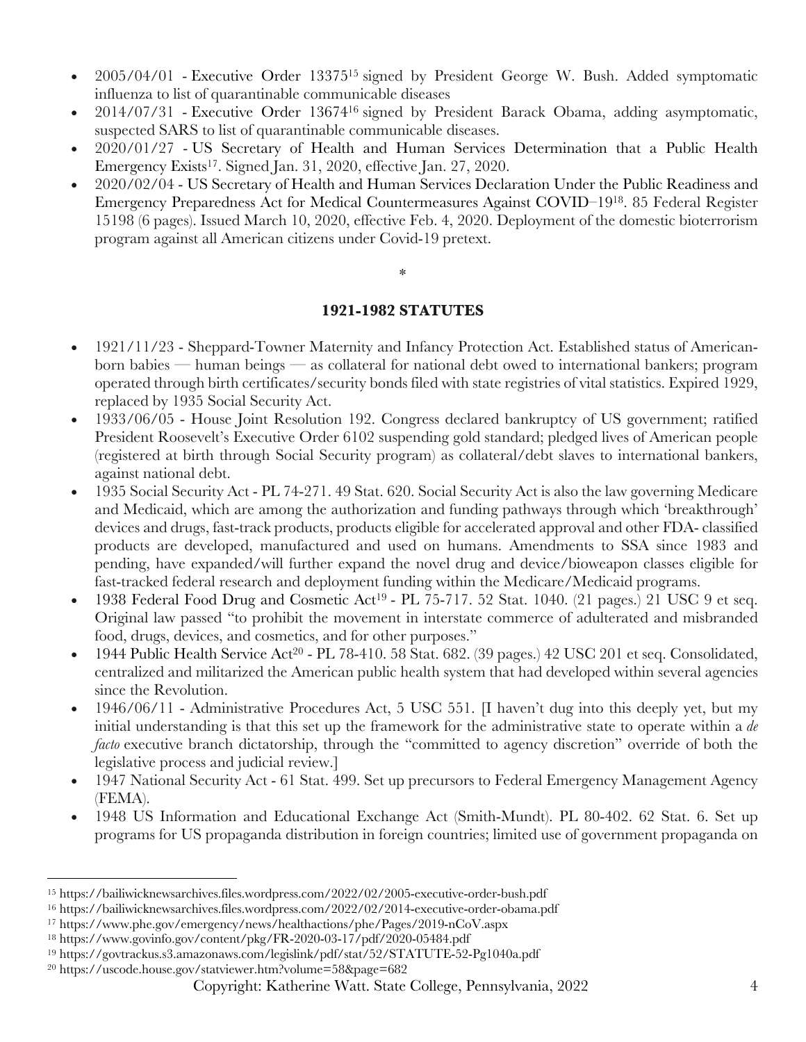- 2005/04/01 - Executive Order 13375[15] signed by President George W. Bush. Added symptomatic influenza to list of quarantinable communicable diseases
- 2014/07/31 - Executive Order 13674[16] signed by President Barack Obama, adding asymptomatic, suspected SARS to list of quarantinable communicable diseases.
- 2020/01/27 - US Secretary of Health and Human Services Determination that a Public Health Emergency Exists[17]. Signed Jan. 31, 2020, effective Jan. 27, 2020.
- 2020/02/04 - US Secretary of Health and Human Services Declaration Under the Public Readiness and Emergency Preparedness Act for Medical Countermeasures Against COVID–19[18]. 85 Federal Register 15198 (6 pages). Issued March 10, 2020, effective Feb. 4, 2020. Deployment of the domestic bioterrorism program against all American citizens under Covid-19 pretext.

*

### 1921-1982 STATUTES

- 1921/11/23 - Sheppard-Towner Maternity and Infancy Protection Act. Established status of American-born babies — human beings — as collateral for national debt owed to international bankers; program operated through birth certificates/security bonds filed with state registries of vital statistics. Expired 1929, replaced by 1935 Social Security Act.
- 1933/06/05 - House Joint Resolution 192. Congress declared bankruptcy of US government; ratified President Roosevelt's Executive Order 6102 suspending gold standard; pledged lives of American people (registered at birth through Social Security program) as collateral/debt slaves to international bankers, against national debt.
- 1935 Social Security Act - PL 74-271. 49 Stat. 620. Social Security Act is also the law governing Medicare and Medicaid, which are among the authorization and funding pathways through which 'breakthrough' devices and drugs, fast-track products, products eligible for accelerated approval and other FDA- classified products are developed, manufactured and used on humans. Amendments to SSA since 1983 and pending, have expanded/will further expand the novel drug and device/bioweapon classes eligible for fast-tracked federal research and deployment funding within the Medicare/Medicaid programs.
- 1938 Federal Food Drug and Cosmetic Act[19] - PL 75-717. 52 Stat. 1040. (21 pages.) 21 USC 9 et seq. Original law passed "to prohibit the movement in interstate commerce of adulterated and misbranded food, drugs, devices, and cosmetics, and for other purposes."
- 1944 Public Health Service Act[20] - PL 78-410. 58 Stat. 682. (39 pages.) 42 USC 201 et seq. Consolidated, centralized and militarized the American public health system that had developed within several agencies since the Revolution.
- 1946/06/11 - Administrative Procedures Act, 5 USC 551. [I haven't dug into this deeply yet, but my initial understanding is that this set up the framework for the administrative state to operate within a *de facto* executive branch dictatorship, through the "committed to agency discretion" override of both the legislative process and judicial review.]
- 1947 National Security Act - 61 Stat. 499. Set up precursors to Federal Emergency Management Agency (FEMA).
- 1948 US Information and Educational Exchange Act (Smith-Mundt). PL 80-402. 62 Stat. 6. Set up programs for US propaganda distribution in foreign countries; limited use of government propaganda on

---

[15] https://bailiwicknewsarchives.files.wordpress.com/2022/02/2005-executive-order-bush.pdf
[16] https://bailiwicknewsarchives.files.wordpress.com/2022/02/2014-executive-order-obama.pdf
[17] https://www.phe.gov/emergency/news/healthactions/phe/Pages/2019-nCoV.aspx
[18] https://www.govinfo.gov/content/pkg/FR-2020-03-17/pdf/2020-05484.pdf
[19] https://govtrackus.s3.amazonaws.com/legislink/pdf/stat/52/STATUTE-52-Pg1040a.pdf
[20] https://uscode.house.gov/statviewer.htm?volume=58&page=682

Copyright: Katherine Watt. State College, Pennsylvania, 2022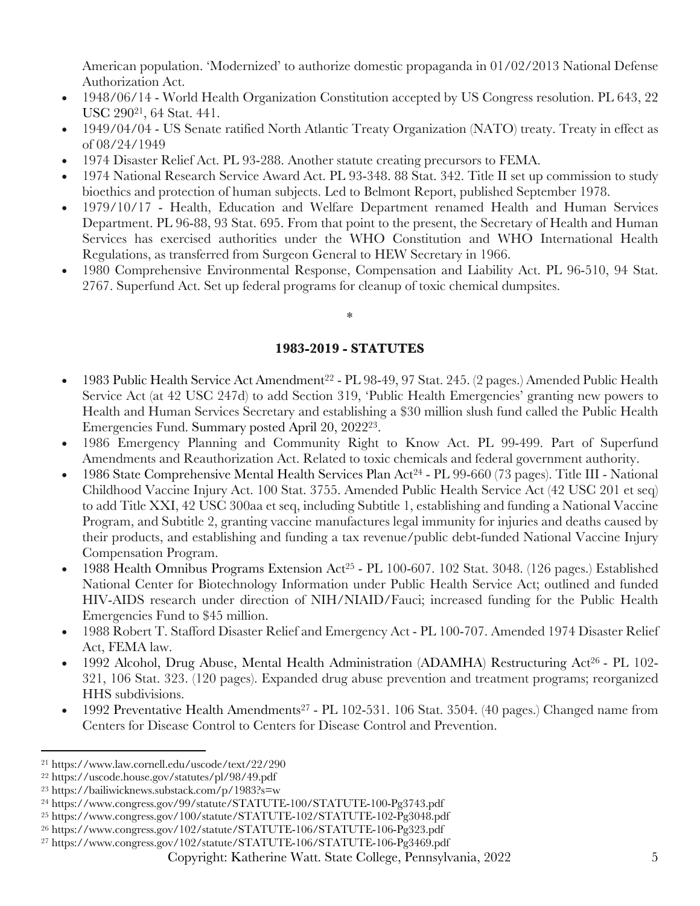American population. 'Modernized' to authorize domestic propaganda in 01/02/2013 National Defense Authorization Act.

- 1948/06/14 - World Health Organization Constitution accepted by US Congress resolution. PL 643, 22 USC 290[21], 64 Stat. 441.
- 1949/04/04 - US Senate ratified North Atlantic Treaty Organization (NATO) treaty. Treaty in effect as of 08/24/1949
- 1974 Disaster Relief Act. PL 93-288. Another statute creating precursors to FEMA.
- 1974 National Research Service Award Act. PL 93-348. 88 Stat. 342. Title II set up commission to study bioethics and protection of human subjects. Led to Belmont Report, published September 1978.
- 1979/10/17 - Health, Education and Welfare Department renamed Health and Human Services Department. PL 96-88, 93 Stat. 695. From that point to the present, the Secretary of Health and Human Services has exercised authorities under the WHO Constitution and WHO International Health Regulations, as transferred from Surgeon General to HEW Secretary in 1966.
- 1980 Comprehensive Environmental Response, Compensation and Liability Act. PL 96-510, 94 Stat. 2767. Superfund Act. Set up federal programs for cleanup of toxic chemical dumpsites.

*

## 1983-2019 - STATUTES

- 1983 Public Health Service Act Amendment[22] - PL 98-49, 97 Stat. 245. (2 pages.) Amended Public Health Service Act (at 42 USC 247d) to add Section 319, 'Public Health Emergencies' granting new powers to Health and Human Services Secretary and establishing a $30 million slush fund called the Public Health Emergencies Fund. Summary posted April 20, 2022[23].
- 1986 Emergency Planning and Community Right to Know Act. PL 99-499. Part of Superfund Amendments and Reauthorization Act. Related to toxic chemicals and federal government authority.
- 1986 State Comprehensive Mental Health Services Plan Act[24] - PL 99-660 (73 pages). Title III - National Childhood Vaccine Injury Act. 100 Stat. 3755. Amended Public Health Service Act (42 USC 201 et seq) to add Title XXI, 42 USC 300aa et seq, including Subtitle 1, establishing and funding a National Vaccine Program, and Subtitle 2, granting vaccine manufactures legal immunity for injuries and deaths caused by their products, and establishing and funding a tax revenue/public debt-funded National Vaccine Injury Compensation Program.
- 1988 Health Omnibus Programs Extension Act[25] - PL 100-607. 102 Stat. 3048. (126 pages.) Established National Center for Biotechnology Information under Public Health Service Act; outlined and funded HIV-AIDS research under direction of NIH/NIAID/Fauci; increased funding for the Public Health Emergencies Fund to $45 million.
- 1988 Robert T. Stafford Disaster Relief and Emergency Act - PL 100-707. Amended 1974 Disaster Relief Act, FEMA law.
- 1992 Alcohol, Drug Abuse, Mental Health Administration (ADAMHA) Restructuring Act[26] - PL 102-321, 106 Stat. 323. (120 pages). Expanded drug abuse prevention and treatment programs; reorganized HHS subdivisions.
- 1992 Preventative Health Amendments[27] - PL 102-531. 106 Stat. 3504. (40 pages.) Changed name from Centers for Disease Control to Centers for Disease Control and Prevention.

---

[21] https://www.law.cornell.edu/uscode/text/22/290
[22] https://uscode.house.gov/statutes/pl/98/49.pdf
[23] https://bailiwicknews.substack.com/p/1983?s=w
[24] https://www.congress.gov/99/statute/STATUTE-100/STATUTE-100-Pg3743.pdf
[25] https://www.congress.gov/100/statute/STATUTE-102/STATUTE-102-Pg3048.pdf
[26] https://www.congress.gov/102/statute/STATUTE-106/STATUTE-106-Pg323.pdf
[27] https://www.congress.gov/102/statute/STATUTE-106/STATUTE-106-Pg3469.pdf

Copyright: Katherine Watt. State College, Pennsylvania, 2022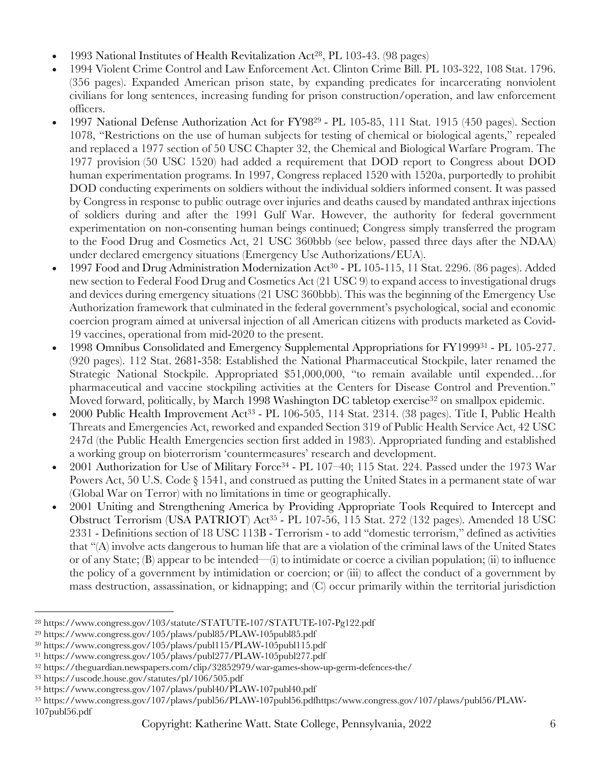- 1993 National Institutes of Health Revitalization Act[28], PL 103-43. (98 pages)
- 1994 Violent Crime Control and Law Enforcement Act. Clinton Crime Bill. PL 103-322, 108 Stat. 1796. (356 pages). Expanded American prison state, by expanding predicates for incarcerating nonviolent civilians for long sentences, increasing funding for prison construction/operation, and law enforcement officers.
- 1997 National Defense Authorization Act for FY98[29] - PL 105-85, 111 Stat. 1915 (450 pages). Section 1078, "Restrictions on the use of human subjects for testing of chemical or biological agents," repealed and replaced a 1977 section of 50 USC Chapter 32, the Chemical and Biological Warfare Program. The 1977 provision (50 USC 1520) had added a requirement that DOD report to Congress about DOD human experimentation programs. In 1997, Congress replaced 1520 with 1520a, purportedly to prohibit DOD conducting experiments on soldiers without the individual soldiers informed consent. It was passed by Congress in response to public outrage over injuries and deaths caused by mandated anthrax injections of soldiers during and after the 1991 Gulf War. However, the authority for federal government experimentation on non-consenting human beings continued; Congress simply transferred the program to the Food Drug and Cosmetics Act, 21 USC 360bbb (see below, passed three days after the NDAA) under declared emergency situations (Emergency Use Authorizations/EUA).
- 1997 Food and Drug Administration Modernization Act[30] - PL 105-115, 11 Stat. 2296. (86 pages). Added new section to Federal Food Drug and Cosmetics Act (21 USC 9) to expand access to investigational drugs and devices during emergency situations (21 USC 360bbb). This was the beginning of the Emergency Use Authorization framework that culminated in the federal government's psychological, social and economic coercion program aimed at universal injection of all American citizens with products marketed as Covid-19 vaccines, operational from mid-2020 to the present.
- 1998 Omnibus Consolidated and Emergency Supplemental Appropriations for FY1999[31] - PL 105-277. (920 pages). 112 Stat. 2681-358: Established the National Pharmaceutical Stockpile, later renamed the Strategic National Stockpile. Appropriated $51,000,000, "to remain available until expended…for pharmaceutical and vaccine stockpiling activities at the Centers for Disease Control and Prevention." Moved forward, politically, by March 1998 Washington DC tabletop exercise[32] on smallpox epidemic.
- 2000 Public Health Improvement Act[33] - PL 106-505, 114 Stat. 2314. (38 pages). Title I, Public Health Threats and Emergencies Act, reworked and expanded Section 319 of Public Health Service Act, 42 USC 247d (the Public Health Emergencies section first added in 1983). Appropriated funding and established a working group on bioterrorism 'countermeasures' research and development.
- 2001 Authorization for Use of Military Force[34] - PL 107–40; 115 Stat. 224. Passed under the 1973 War Powers Act, 50 U.S. Code § 1541, and construed as putting the United States in a permanent state of war (Global War on Terror) with no limitations in time or geographically.
- 2001 Uniting and Strengthening America by Providing Appropriate Tools Required to Intercept and Obstruct Terrorism (USA PATRIOT) Act[35] - PL 107-56, 115 Stat. 272 (132 pages). Amended 18 USC 2331 - Definitions section of 18 USC 113B - Terrorism - to add "domestic terrorism," defined as activities that "(A) involve acts dangerous to human life that are a violation of the criminal laws of the United States or of any State; (B) appear to be intended—(i) to intimidate or coerce a civilian population; (ii) to influence the policy of a government by intimidation or coercion; or (iii) to affect the conduct of a government by mass destruction, assassination, or kidnapping; and (C) occur primarily within the territorial jurisdiction

---

[28] https://www.congress.gov/103/statute/STATUTE-107/STATUTE-107-Pg122.pdf
[29] https://www.congress.gov/105/plaws/publ85/PLAW-105publ85.pdf
[30] https://www.congress.gov/105/plaws/publ115/PLAW-105publ115.pdf
[31] https://www.congress.gov/105/plaws/publ277/PLAW-105publ277.pdf
[32] https://theguardian.newspapers.com/clip/32852979/war-games-show-up-germ-defences-the/
[33] https://uscode.house.gov/statutes/pl/106/505.pdf
[34] https://www.congress.gov/107/plaws/publ40/PLAW-107publ40.pdf
[35] https://www.congress.gov/107/plaws/publ56/PLAW-107publ56.pdfhttps:/www.congress.gov/107/plaws/publ56/PLAW-107publ56.pdf

Copyright: Katherine Watt. State College, Pennsylvania, 2022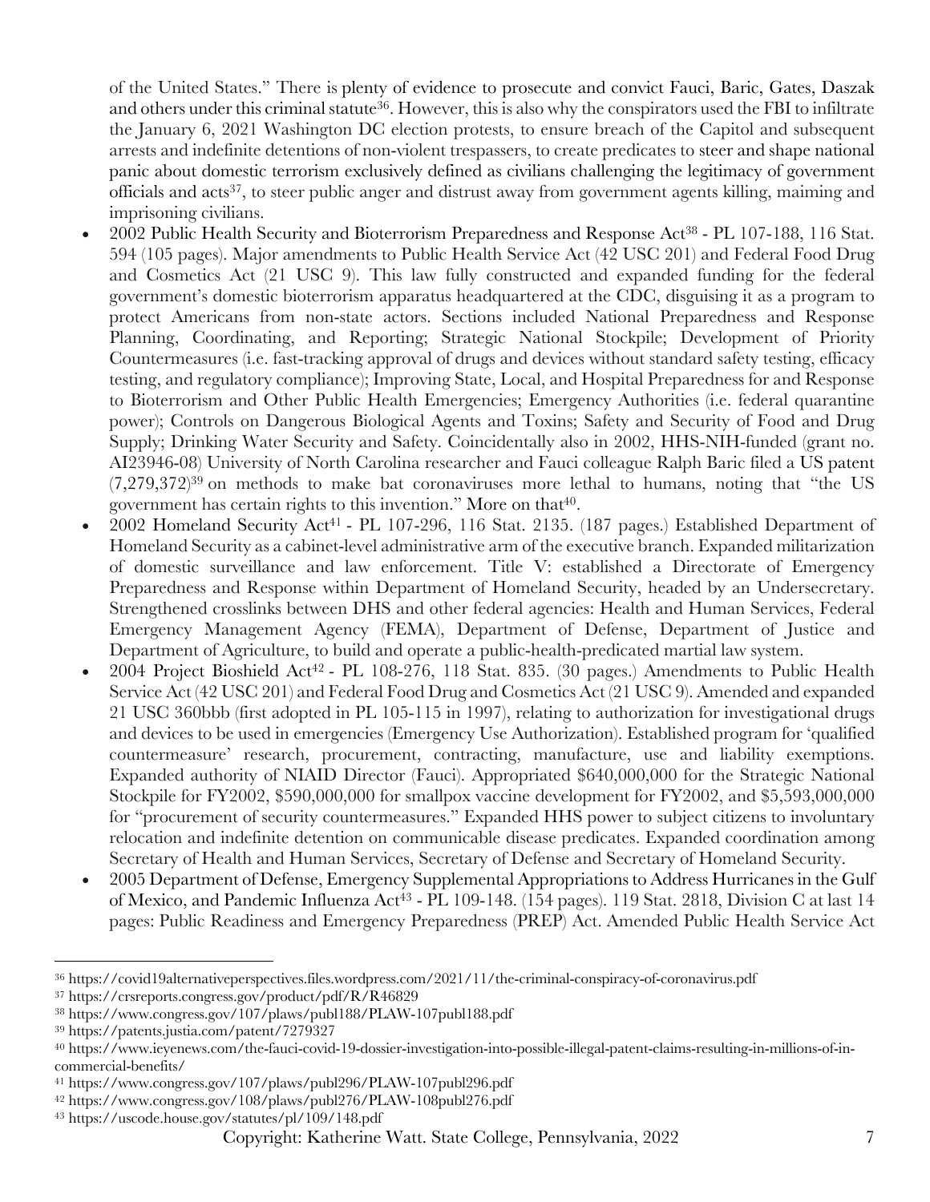of the United States." There is plenty of evidence to prosecute and convict Fauci, Baric, Gates, Daszak and others under this criminal statute[36]. However, this is also why the conspirators used the FBI to infiltrate the January 6, 2021 Washington DC election protests, to ensure breach of the Capitol and subsequent arrests and indefinite detentions of non-violent trespassers, to create predicates to steer and shape national panic about domestic terrorism exclusively defined as civilians challenging the legitimacy of government officials and acts[37], to steer public anger and distrust away from government agents killing, maiming and imprisoning civilians.

- 2002 Public Health Security and Bioterrorism Preparedness and Response Act[38] - PL 107-188, 116 Stat. 594 (105 pages). Major amendments to Public Health Service Act (42 USC 201) and Federal Food Drug and Cosmetics Act (21 USC 9). This law fully constructed and expanded funding for the federal government's domestic bioterrorism apparatus headquartered at the CDC, disguising it as a program to protect Americans from non-state actors. Sections included National Preparedness and Response Planning, Coordinating, and Reporting; Strategic National Stockpile; Development of Priority Countermeasures (i.e. fast-tracking approval of drugs and devices without standard safety testing, efficacy testing, and regulatory compliance); Improving State, Local, and Hospital Preparedness for and Response to Bioterrorism and Other Public Health Emergencies; Emergency Authorities (i.e. federal quarantine power); Controls on Dangerous Biological Agents and Toxins; Safety and Security of Food and Drug Supply; Drinking Water Security and Safety. Coincidentally also in 2002, HHS-NIH-funded (grant no. AI23946-08) University of North Carolina researcher and Fauci colleague Ralph Baric filed a US patent (7,279,372)[39] on methods to make bat coronaviruses more lethal to humans, noting that "the US government has certain rights to this invention." More on that[40].
- 2002 Homeland Security Act[41] - PL 107-296, 116 Stat. 2135. (187 pages.) Established Department of Homeland Security as a cabinet-level administrative arm of the executive branch. Expanded militarization of domestic surveillance and law enforcement. Title V: established a Directorate of Emergency Preparedness and Response within Department of Homeland Security, headed by an Undersecretary. Strengthened crosslinks between DHS and other federal agencies: Health and Human Services, Federal Emergency Management Agency (FEMA), Department of Defense, Department of Justice and Department of Agriculture, to build and operate a public-health-predicated martial law system.
- 2004 Project Bioshield Act[42] - PL 108-276, 118 Stat. 835. (30 pages.) Amendments to Public Health Service Act (42 USC 201) and Federal Food Drug and Cosmetics Act (21 USC 9). Amended and expanded 21 USC 360bbb (first adopted in PL 105-115 in 1997), relating to authorization for investigational drugs and devices to be used in emergencies (Emergency Use Authorization). Established program for 'qualified countermeasure' research, procurement, contracting, manufacture, use and liability exemptions. Expanded authority of NIAID Director (Fauci). Appropriated \$640,000,000 for the Strategic National Stockpile for FY2002, \$590,000,000 for smallpox vaccine development for FY2002, and \$5,593,000,000 for "procurement of security countermeasures." Expanded HHS power to subject citizens to involuntary relocation and indefinite detention on communicable disease predicates. Expanded coordination among Secretary of Health and Human Services, Secretary of Defense and Secretary of Homeland Security.
- 2005 Department of Defense, Emergency Supplemental Appropriations to Address Hurricanes in the Gulf of Mexico, and Pandemic Influenza Act[43] - PL 109-148. (154 pages). 119 Stat. 2818, Division C at last 14 pages: Public Readiness and Emergency Preparedness (PREP) Act. Amended Public Health Service Act

---

[36] https://covid19alternativeperspectives.files.wordpress.com/2021/11/the-criminal-conspiracy-of-coronavirus.pdf
[37] https://crsreports.congress.gov/product/pdf/R/R46829
[38] https://www.congress.gov/107/plaws/publ188/PLAW-107publ188.pdf
[39] https://patents.justia.com/patent/7279327
[40] https://www.ieyenews.com/the-fauci-covid-19-dossier-investigation-into-possible-illegal-patent-claims-resulting-in-millions-of-in-commercial-benefits/
[41] https://www.congress.gov/107/plaws/publ296/PLAW-107publ296.pdf
[42] https://www.congress.gov/108/plaws/publ276/PLAW-108publ276.pdf
[43] https://uscode.house.gov/statutes/pl/109/148.pdf

Copyright: Katherine Watt. State College, Pennsylvania, 2022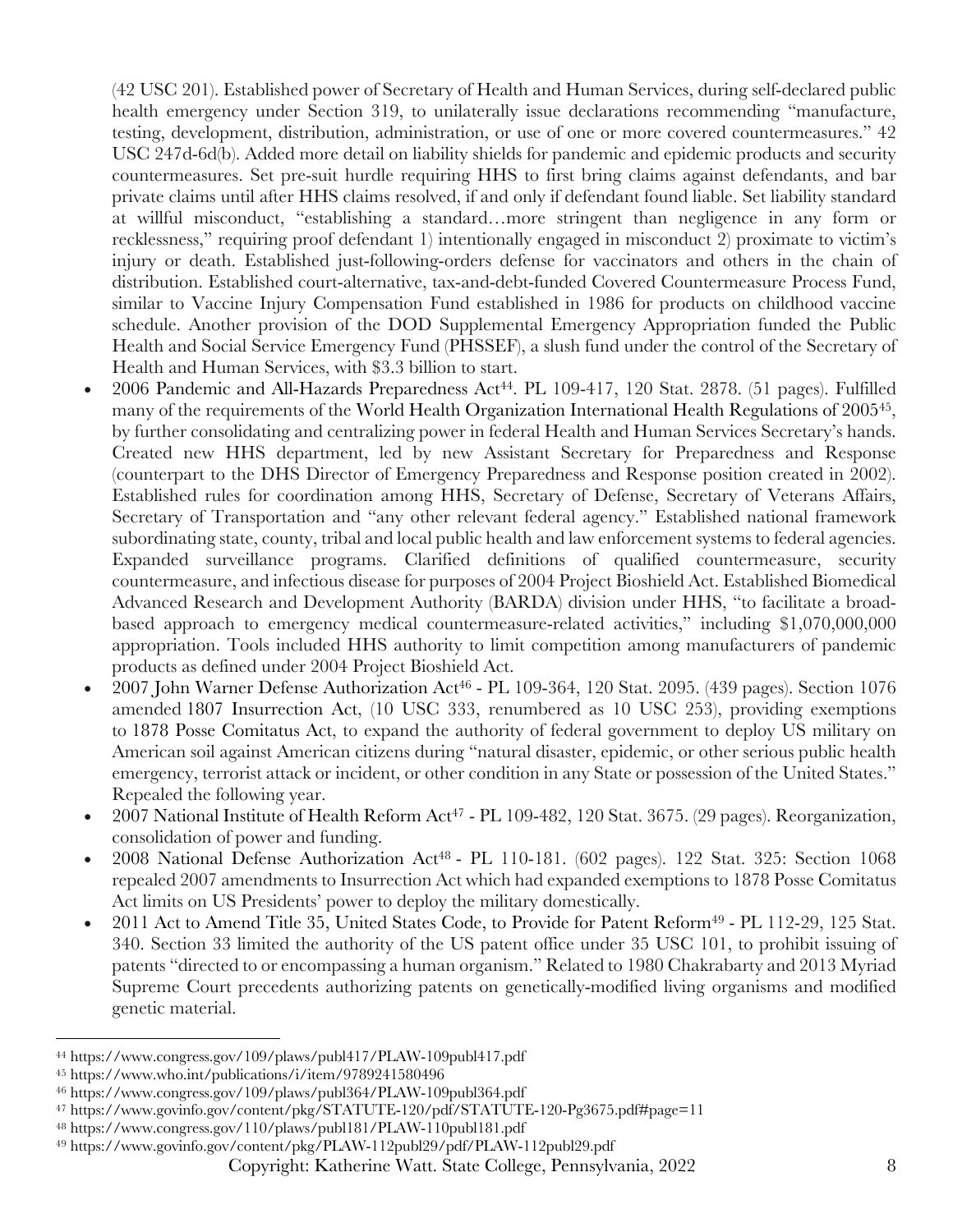(42 USC 201). Established power of Secretary of Health and Human Services, during self-declared public health emergency under Section 319, to unilaterally issue declarations recommending "manufacture, testing, development, distribution, administration, or use of one or more covered countermeasures." 42 USC 247d-6d(b). Added more detail on liability shields for pandemic and epidemic products and security countermeasures. Set pre-suit hurdle requiring HHS to first bring claims against defendants, and bar private claims until after HHS claims resolved, if and only if defendant found liable. Set liability standard at willful misconduct, "establishing a standard…more stringent than negligence in any form or recklessness," requiring proof defendant 1) intentionally engaged in misconduct 2) proximate to victim's injury or death. Established just-following-orders defense for vaccinators and others in the chain of distribution. Established court-alternative, tax-and-debt-funded Covered Countermeasure Process Fund, similar to Vaccine Injury Compensation Fund established in 1986 for products on childhood vaccine schedule. Another provision of the DOD Supplemental Emergency Appropriation funded the Public Health and Social Service Emergency Fund (PHSSEF), a slush fund under the control of the Secretary of Health and Human Services, with $3.3 billion to start.

- 2006 Pandemic and All-Hazards Preparedness Act[44]. PL 109-417, 120 Stat. 2878. (51 pages). Fulfilled many of the requirements of the World Health Organization International Health Regulations of 2005[45], by further consolidating and centralizing power in federal Health and Human Services Secretary's hands. Created new HHS department, led by new Assistant Secretary for Preparedness and Response (counterpart to the DHS Director of Emergency Preparedness and Response position created in 2002). Established rules for coordination among HHS, Secretary of Defense, Secretary of Veterans Affairs, Secretary of Transportation and "any other relevant federal agency." Established national framework subordinating state, county, tribal and local public health and law enforcement systems to federal agencies. Expanded surveillance programs. Clarified definitions of qualified countermeasure, security countermeasure, and infectious disease for purposes of 2004 Project Bioshield Act. Established Biomedical Advanced Research and Development Authority (BARDA) division under HHS, "to facilitate a broad-based approach to emergency medical countermeasure-related activities," including $1,070,000,000 appropriation. Tools included HHS authority to limit competition among manufacturers of pandemic products as defined under 2004 Project Bioshield Act.
- 2007 John Warner Defense Authorization Act[46] - PL 109-364, 120 Stat. 2095. (439 pages). Section 1076 amended 1807 Insurrection Act, (10 USC 333, renumbered as 10 USC 253), providing exemptions to 1878 Posse Comitatus Act, to expand the authority of federal government to deploy US military on American soil against American citizens during "natural disaster, epidemic, or other serious public health emergency, terrorist attack or incident, or other condition in any State or possession of the United States." Repealed the following year.
- 2007 National Institute of Health Reform Act[47] - PL 109-482, 120 Stat. 3675. (29 pages). Reorganization, consolidation of power and funding.
- 2008 National Defense Authorization Act[48] - PL 110-181. (602 pages). 122 Stat. 325: Section 1068 repealed 2007 amendments to Insurrection Act which had expanded exemptions to 1878 Posse Comitatus Act limits on US Presidents' power to deploy the military domestically.
- 2011 Act to Amend Title 35, United States Code, to Provide for Patent Reform[49] - PL 112-29, 125 Stat. 340. Section 33 limited the authority of the US patent office under 35 USC 101, to prohibit issuing of patents "directed to or encompassing a human organism." Related to 1980 Chakrabarty and 2013 Myriad Supreme Court precedents authorizing patents on genetically-modified living organisms and modified genetic material.

---

[44] https://www.congress.gov/109/plaws/publ417/PLAW-109publ417.pdf
[45] https://www.who.int/publications/i/item/9789241580496
[46] https://www.congress.gov/109/plaws/publ364/PLAW-109publ364.pdf
[47] https://www.govinfo.gov/content/pkg/STATUTE-120/pdf/STATUTE-120-Pg3675.pdf#page=11
[48] https://www.congress.gov/110/plaws/publ181/PLAW-110publ181.pdf
[49] https://www.govinfo.gov/content/pkg/PLAW-112publ29/pdf/PLAW-112publ29.pdf

Copyright: Katherine Watt. State College, Pennsylvania, 2022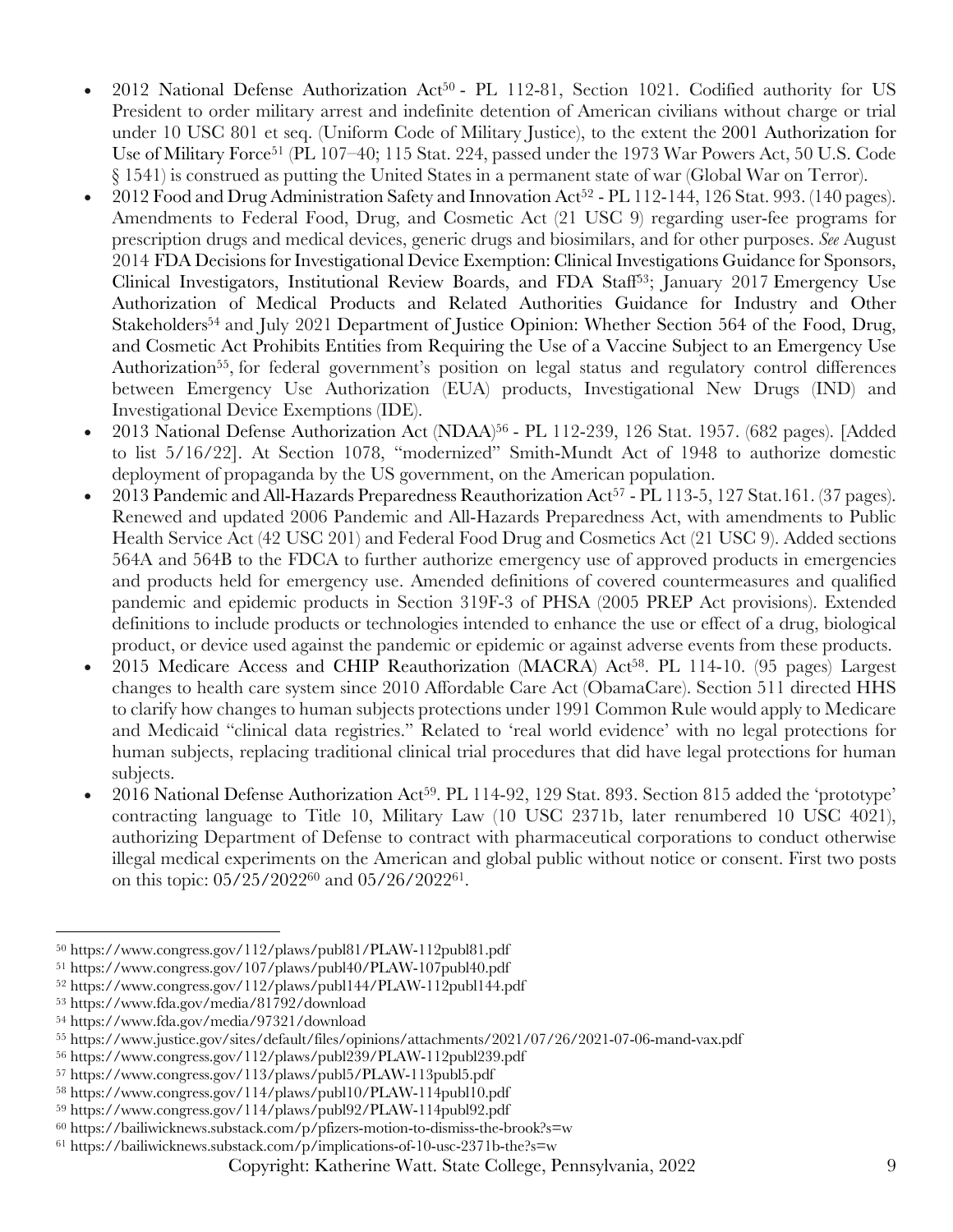- 2012 National Defense Authorization Act[50] - PL 112-81, Section 1021. Codified authority for US President to order military arrest and indefinite detention of American civilians without charge or trial under 10 USC 801 et seq. (Uniform Code of Military Justice), to the extent the 2001 Authorization for Use of Military Force[51] (PL 107–40; 115 Stat. 224, passed under the 1973 War Powers Act, 50 U.S. Code § 1541) is construed as putting the United States in a permanent state of war (Global War on Terror).
- 2012 Food and Drug Administration Safety and Innovation Act[52] - PL 112-144, 126 Stat. 993. (140 pages). Amendments to Federal Food, Drug, and Cosmetic Act (21 USC 9) regarding user-fee programs for prescription drugs and medical devices, generic drugs and biosimilars, and for other purposes. *See* August 2014 FDA Decisions for Investigational Device Exemption: Clinical Investigations Guidance for Sponsors, Clinical Investigators, Institutional Review Boards, and FDA Staff[53]; January 2017 Emergency Use Authorization of Medical Products and Related Authorities Guidance for Industry and Other Stakeholders[54] and July 2021 Department of Justice Opinion: Whether Section 564 of the Food, Drug, and Cosmetic Act Prohibits Entities from Requiring the Use of a Vaccine Subject to an Emergency Use Authorization[55], for federal government's position on legal status and regulatory control differences between Emergency Use Authorization (EUA) products, Investigational New Drugs (IND) and Investigational Device Exemptions (IDE).
- 2013 National Defense Authorization Act (NDAA)[56] - PL 112-239, 126 Stat. 1957. (682 pages). [Added to list 5/16/22]. At Section 1078, "modernized" Smith-Mundt Act of 1948 to authorize domestic deployment of propaganda by the US government, on the American population.
- 2013 Pandemic and All-Hazards Preparedness Reauthorization Act[57] - PL 113-5, 127 Stat.161. (37 pages). Renewed and updated 2006 Pandemic and All-Hazards Preparedness Act, with amendments to Public Health Service Act (42 USC 201) and Federal Food Drug and Cosmetics Act (21 USC 9). Added sections 564A and 564B to the FDCA to further authorize emergency use of covered approved products in emergencies and products held for emergency use. Amended definitions of covered countermeasures and qualified pandemic and epidemic products in Section 319F-3 of PHSA (2005 PREP Act provisions). Extended definitions to include products or technologies intended to enhance the use or effect of a drug, biological product, or device used against the pandemic or epidemic or against adverse events from these products.
- 2015 Medicare Access and CHIP Reauthorization (MACRA) Act[58]. PL 114-10. (95 pages) Largest changes to health care system since 2010 Affordable Care Act (ObamaCare). Section 511 directed HHS to clarify how changes to human subjects protections under 1991 Common Rule would apply to Medicare and Medicaid "clinical data registries." Related to 'real world evidence' with no legal protections for human subjects, replacing traditional clinical trial procedures that did have legal protections for human subjects.
- 2016 National Defense Authorization Act[59]. PL 114-92, 129 Stat. 893. Section 815 added the 'prototype' contracting language to Title 10, Military Law (10 USC 2371b, later renumbered 10 USC 4021), authorizing Department of Defense to contract with pharmaceutical corporations to conduct otherwise illegal medical experiments on the American and global public without notice or consent. First two posts on this topic: 05/25/2022[60] and 05/26/2022[61].

---

[50] https://www.congress.gov/112/plaws/publ81/PLAW-112publ81.pdf
[51] https://www.congress.gov/107/plaws/publ40/PLAW-107publ40.pdf
[52] https://www.congress.gov/112/plaws/publ144/PLAW-112publ144.pdf
[53] https://www.fda.gov/media/81792/download
[54] https://www.fda.gov/media/97321/download
[55] https://www.justice.gov/sites/default/files/opinions/attachments/2021/07/26/2021-07-06-mand-vax.pdf
[56] https://www.congress.gov/112/plaws/publ239/PLAW-112publ239.pdf
[57] https://www.congress.gov/113/plaws/publ5/PLAW-113publ5.pdf
[58] https://www.congress.gov/114/plaws/publ10/PLAW-114publ10.pdf
[59] https://www.congress.gov/114/plaws/publ92/PLAW-114publ92.pdf
[60] https://bailiwicknews.substack.com/p/pfizers-motion-to-dismiss-the-brook?s=w
[61] https://bailiwicknews.substack.com/p/implications-of-10-usc-2371b-the?s=w

Copyright: Katherine Watt. State College, Pennsylvania, 2022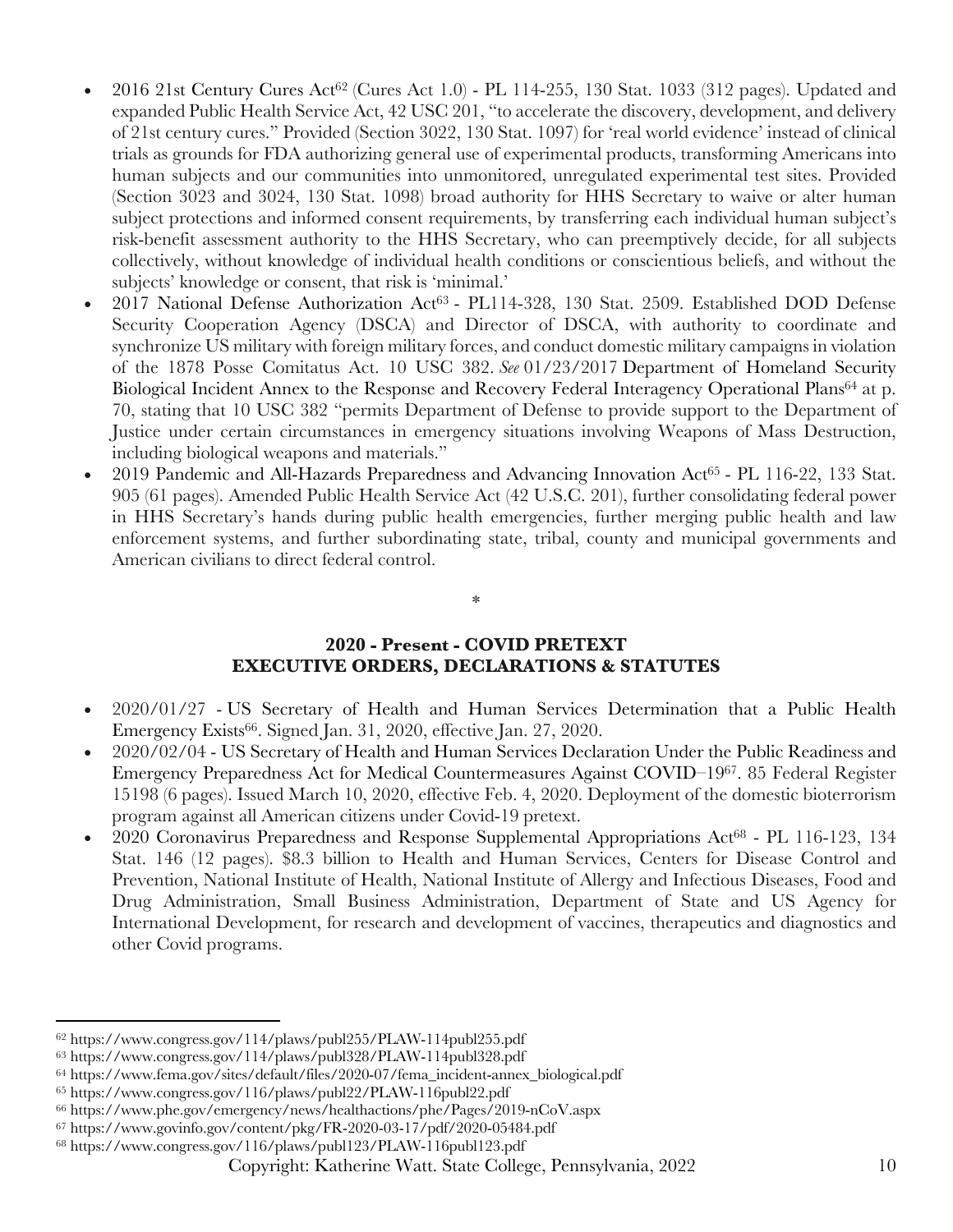- 2016 21st Century Cures Act[62] (Cures Act 1.0) - PL 114-255, 130 Stat. 1033 (312 pages). Updated and expanded Public Health Service Act, 42 USC 201, "to accelerate the discovery, development, and delivery of 21st century cures." Provided (Section 3022, 130 Stat. 1097) for 'real world evidence' instead of clinical trials as grounds for FDA authorizing general use of experimental products, transforming Americans into human subjects and our communities into unmonitored, unregulated experimental test sites. Provided (Section 3023 and 3024, 130 Stat. 1098) broad authority for HHS Secretary to waive or alter human subject protections and informed consent requirements, by transferring each individual human subject's risk-benefit assessment authority to the HHS Secretary, who can preemptively decide, for all subjects collectively, without knowledge of individual health conditions or conscientious beliefs, and without the subjects' knowledge or consent, that risk is 'minimal.'
- 2017 National Defense Authorization Act[63] - PL114-328, 130 Stat. 2509. Established DOD Defense Security Cooperation Agency (DSCA) and Director of DSCA, with authority to coordinate and synchronize US military with foreign military forces, and conduct domestic military campaigns in violation of the 1878 Posse Comitatus Act. 10 USC 382. *See* 01/23/2017 Department of Homeland Security Biological Incident Annex to the Response and Recovery Federal Interagency Operational Plans[64] at p. 70, stating that 10 USC 382 "permits Department of Defense to provide support to the Department of Justice under certain circumstances in emergency situations involving Weapons of Mass Destruction, including biological weapons and materials."
- 2019 Pandemic and All-Hazards Preparedness and Advancing Innovation Act[65] - PL 116-22, 133 Stat. 905 (61 pages). Amended Public Health Service Act (42 U.S.C. 201), further consolidating federal power in HHS Secretary's hands during public health emergencies, further merging public health and law enforcement systems, and further subordinating state, tribal, county and municipal governments and American civilians to direct federal control.

*

## 2020 - Present - COVID PRETEXT
## EXECUTIVE ORDERS, DECLARATIONS & STATUTES

- 2020/01/27 - US Secretary of Health and Human Services Determination that a Public Health Emergency Exists[66]. Signed Jan. 31, 2020, effective Jan. 27, 2020.
- 2020/02/04 - US Secretary of Health and Human Services Declaration Under the Public Readiness and Emergency Preparedness Act for Medical Countermeasures Against COVID–19[67]. 85 Federal Register 15198 (6 pages). Issued March 10, 2020, effective Feb. 4, 2020. Deployment of the domestic bioterrorism program against all American citizens under Covid-19 pretext.
- 2020 Coronavirus Preparedness and Response Supplemental Appropriations Act[68] - PL 116-123, 134 Stat. 146 (12 pages). $8.3 billion to Health and Human Services, Centers for Disease Control and Prevention, National Institute of Health, National Institute of Allergy and Infectious Diseases, Food and Drug Administration, Small Business Administration, Department of State and US Agency for International Development, for research and development of vaccines, therapeutics and diagnostics and other Covid programs.

---

[62] https://www.congress.gov/114/plaws/publ255/PLAW-114publ255.pdf

[63] https://www.congress.gov/114/plaws/publ328/PLAW-114publ328.pdf

[64] https://www.fema.gov/sites/default/files/2020-07/fema_incident-annex_biological.pdf

[65] https://www.congress.gov/116/plaws/publ22/PLAW-116publ22.pdf

[66] https://www.phe.gov/emergency/news/healthactions/phe/Pages/2019-nCoV.aspx

[67] https://www.govinfo.gov/content/pkg/FR-2020-03-17/pdf/2020-05484.pdf

[68] https://www.congress.gov/116/plaws/publ123/PLAW-116publ123.pdf

Copyright: Katherine Watt. State College, Pennsylvania, 2022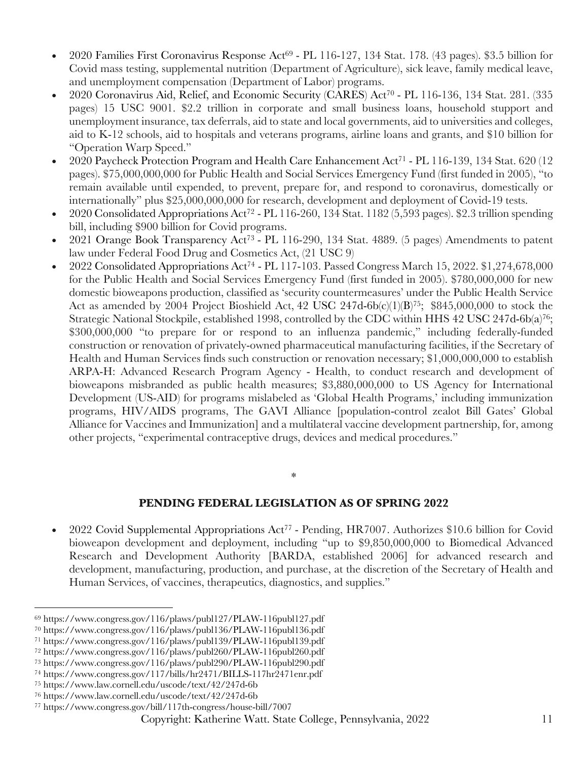- 2020 Families First Coronavirus Response Act[69] - PL 116-127, 134 Stat. 178. (43 pages). $3.5 billion for Covid mass testing, supplemental nutrition (Department of Agriculture), sick leave, family medical leave, and unemployment compensation (Department of Labor) programs.
- 2020 Coronavirus Aid, Relief, and Economic Security (CARES) Act[70] - PL 116-136, 134 Stat. 281. (335 pages) 15 USC 9001. $2.2 trillion in corporate and small business loans, household stupport and unemployment insurance, tax deferrals, aid to state and local governments, aid to universities and colleges, aid to K-12 schools, aid to hospitals and veterans programs, airline loans and grants, and $10 billion for "Operation Warp Speed."
- 2020 Paycheck Protection Program and Health Care Enhancement Act[71] - PL 116-139, 134 Stat. 620 (12 pages). $75,000,000,000 for Public Health and Social Services Emergency Fund (first funded in 2005), "to remain available until expended, to prevent, prepare for, and respond to coronavirus, domestically or internationally" plus $25,000,000,000 for research, development and deployment of Covid-19 tests.
- 2020 Consolidated Appropriations Act[72] - PL 116-260, 134 Stat. 1182 (5,593 pages). $2.3 trillion spending bill, including $900 billion for Covid programs.
- 2021 Orange Book Transparency Act[73] - PL 116-290, 134 Stat. 4889. (5 pages) Amendments to patent law under Federal Food Drug and Cosmetics Act, (21 USC 9)
- 2022 Consolidated Appropriations Act[74] - PL 117-103. Passed Congress March 15, 2022. $1,274,678,000 for the Public Health and Social Services Emergency Fund (first funded in 2005). $780,000,000 for new domestic bioweapons production, classified as 'security countermeasures' under the Public Health Service Act as amended by 2004 Project Bioshield Act, 42 USC 247d-6b(c)(1)(B)[75]; $845,000,000 to stock the Strategic National Stockpile, established 1998, controlled by the CDC within HHS 42 USC 247d-6b(a)[76]; $300,000,000 "to prepare for or respond to an influenza pandemic," including federally-funded construction or renovation of privately-owned pharmaceutical manufacturing facilities, if the Secretary of Health and Human Services finds such construction or renovation necessary; $1,000,000,000 to establish ARPA-H: Advanced Research Program Agency - Health, to conduct research and development of bioweapons misbranded as public health measures; $3,880,000,000 to US Agency for International Development (US-AID) for programs mislabeled as 'Global Health Programs,' including immunization programs, HIV/AIDS programs, The GAVI Alliance [population-control zealot Bill Gates' Global Alliance for Vaccines and Immunization] and a multilateral vaccine development partnership, for, among other projects, "experimental contraceptive drugs, devices and medical procedures."

*

## PENDING FEDERAL LEGISLATION AS OF SPRING 2022

- 2022 Covid Supplemental Appropriations Act[77] - Pending, HR7007. Authorizes $10.6 billion for Covid bioweapon development and deployment, including "up to $9,850,000,000 to Biomedical Advanced Research and Development Authority [BARDA, established 2006] for advanced research and development, manufacturing, production, and purchase, at the discretion of the Secretary of Health and Human Services, of vaccines, therapeutics, diagnostics, and supplies."

---

[69] https://www.congress.gov/116/plaws/publ127/PLAW-116publ127.pdf
[70] https://www.congress.gov/116/plaws/publ136/PLAW-116publ136.pdf
[71] https://www.congress.gov/116/plaws/publ139/PLAW-116publ139.pdf
[72] https://www.congress.gov/116/plaws/publ260/PLAW-116publ260.pdf
[73] https://www.congress.gov/116/plaws/publ290/PLAW-116publ290.pdf
[74] https://www.congress.gov/117/bills/hr2471/BILLS-117hr2471enr.pdf
[75] https://www.law.cornell.edu/uscode/text/42/247d-6b
[76] https://www.law.cornell.edu/uscode/text/42/247d-6b
[77] https://www.congress.gov/bill/117th-congress/house-bill/7007

Copyright: Katherine Watt. State College, Pennsylvania, 2022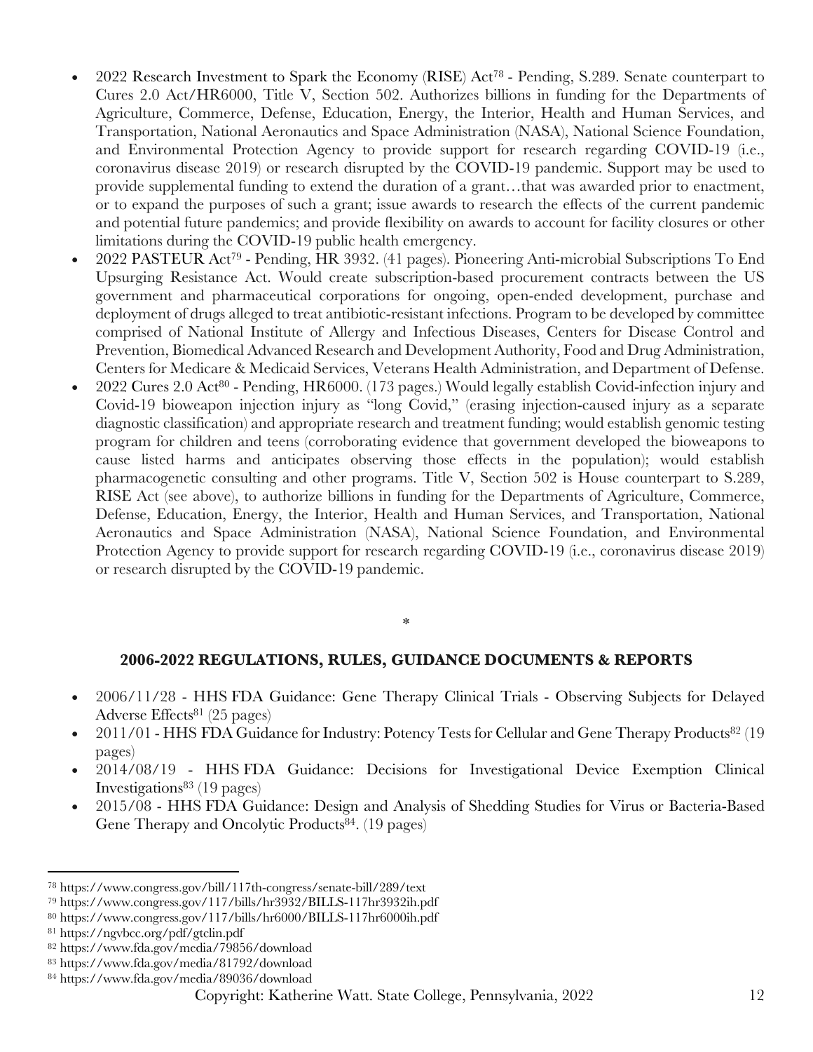- 2022 Research Investment to Spark the Economy (RISE) Act[78] - Pending, S.289. Senate counterpart to Cures 2.0 Act/HR6000, Title V, Section 502. Authorizes billions in funding for the Departments of Agriculture, Commerce, Defense, Education, Energy, the Interior, Health and Human Services, and Transportation, National Aeronautics and Space Administration (NASA), National Science Foundation, and Environmental Protection Agency to provide support for research regarding COVID-19 (i.e., coronavirus disease 2019) or research disrupted by the COVID-19 pandemic. Support may be used to provide supplemental funding to extend the duration of a grant…that was awarded prior to enactment, or to expand the purposes of such a grant; issue awards to research the effects of the current pandemic and potential future pandemics; and provide flexibility on awards to account for facility closures or other limitations during the COVID-19 public health emergency.
- 2022 PASTEUR Act[79] - Pending, HR 3932. (41 pages). Pioneering Anti-microbial Subscriptions To End Upsurging Resistance Act. Would create subscription-based procurement contracts between the US government and pharmaceutical corporations for ongoing, open-ended development, purchase and deployment of drugs alleged to treat antibiotic-resistant infections. Program to be developed by committee comprised of National Institute of Allergy and Infectious Diseases, Centers for Disease Control and Prevention, Biomedical Advanced Research and Development Authority, Food and Drug Administration, Centers for Medicare & Medicaid Services, Veterans Health Administration, and Department of Defense.
- 2022 Cures 2.0 Act[80] - Pending, HR6000. (173 pages.) Would legally establish Covid-infection injury and Covid-19 bioweapon injection injury as "long Covid," (erasing injection-caused injury as a separate diagnostic classification) and appropriate research and treatment funding; would establish genomic testing program for children and teens (corroborating evidence that government developed the bioweapons to cause listed harms and anticipates observing those effects in the population); would establish pharmacogenetic consulting and other programs. Title V, Section 502 is House counterpart to S.289, RISE Act (see above), to authorize billions in funding for the Departments of Agriculture, Commerce, Defense, Education, Energy, the Interior, Health and Human Services, and Transportation, National Aeronautics and Space Administration (NASA), National Science Foundation, and Environmental Protection Agency to provide support for research regarding COVID-19 (i.e., coronavirus disease 2019) or research disrupted by the COVID-19 pandemic.

*

## 2006-2022 REGULATIONS, RULES, GUIDANCE DOCUMENTS & REPORTS

- 2006/11/28 - HHS FDA Guidance: Gene Therapy Clinical Trials - Observing Subjects for Delayed Adverse Effects[81] (25 pages)
- 2011/01 - HHS FDA Guidance for Industry: Potency Tests for Cellular and Gene Therapy Products[82] (19 pages)
- 2014/08/19 - HHS FDA Guidance: Decisions for Investigational Device Exemption Clinical Investigations[83] (19 pages)
- 2015/08 - HHS FDA Guidance: Design and Analysis of Shedding Studies for Virus or Bacteria-Based Gene Therapy and Oncolytic Products[84]. (19 pages)

---

[78] https://www.congress.gov/bill/117th-congress/senate-bill/289/text
[79] https://www.congress.gov/117/bills/hr3932/BILLS-117hr3932ih.pdf
[80] https://www.congress.gov/117/bills/hr6000/BILLS-117hr6000ih.pdf
[81] https://ngvbcc.org/pdf/gtclin.pdf
[82] https://www.fda.gov/media/79856/download
[83] https://www.fda.gov/media/81792/download
[84] https://www.fda.gov/media/89036/download

Copyright: Katherine Watt. State College, Pennsylvania, 2022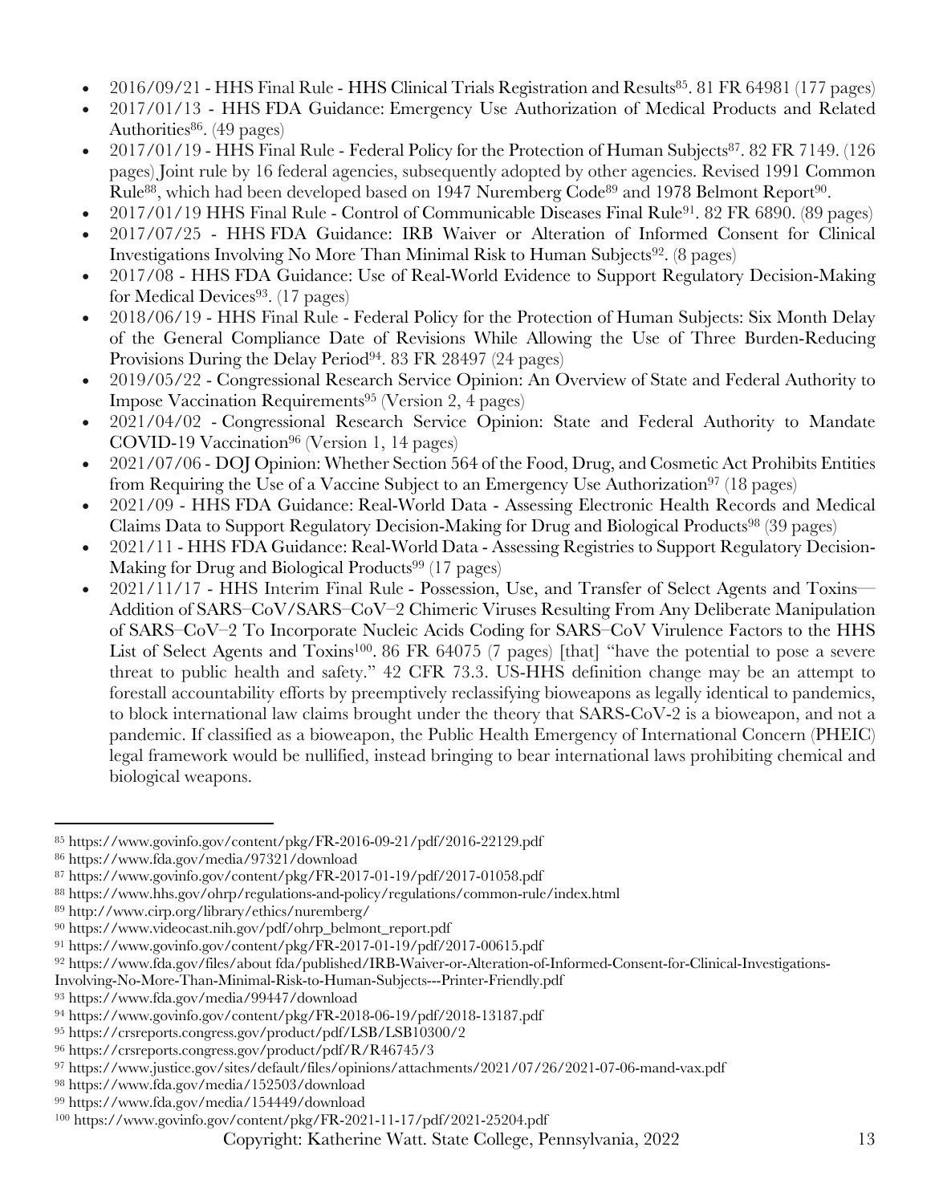- 2016/09/21 - HHS Final Rule - HHS Clinical Trials Registration and Results[85]. 81 FR 64981 (177 pages)
- 2017/01/13 - HHS FDA Guidance: Emergency Use Authorization of Medical Products and Related Authorities[86]. (49 pages)
- 2017/01/19 - HHS Final Rule - Federal Policy for the Protection of Human Subjects[87]. 82 FR 7149. (126 pages) Joint rule by 16 federal agencies, subsequently adopted by other agencies. Revised 1991 Common Rule[88], which had been developed based on 1947 Nuremberg Code[89] and 1978 Belmont Report[90].
- 2017/01/19 HHS Final Rule - Control of Communicable Diseases Final Rule[91]. 82 FR 6890. (89 pages)
- 2017/07/25 - HHS FDA Guidance: IRB Waiver or Alteration of Informed Consent for Clinical Investigations Involving No More Than Minimal Risk to Human Subjects[92]. (8 pages)
- 2017/08 - HHS FDA Guidance: Use of Real-World Evidence to Support Regulatory Decision-Making for Medical Devices[93]. (17 pages)
- 2018/06/19 - HHS Final Rule - Federal Policy for the Protection of Human Subjects: Six Month Delay of the General Compliance Date of Revisions While Allowing the Use of Three Burden-Reducing Provisions During the Delay Period[94]. 83 FR 28497 (24 pages)
- 2019/05/22 - Congressional Research Service Opinion: An Overview of State and Federal Authority to Impose Vaccination Requirements[95] (Version 2, 4 pages)
- 2021/04/02 - Congressional Research Service Opinion: State and Federal Authority to Mandate COVID-19 Vaccination[96] (Version 1, 14 pages)
- 2021/07/06 - DOJ Opinion: Whether Section 564 of the Food, Drug, and Cosmetic Act Prohibits Entities from Requiring the Use of a Vaccine Subject to an Emergency Use Authorization[97] (18 pages)
- 2021/09 - HHS FDA Guidance: Real-World Data - Assessing Electronic Health Records and Medical Claims Data to Support Regulatory Decision-Making for Drug and Biological Products[98] (39 pages)
- 2021/11 - HHS FDA Guidance: Real-World Data - Assessing Registries to Support Regulatory Decision-Making for Drug and Biological Products[99] (17 pages)
- 2021/11/17 - HHS Interim Final Rule - Possession, Use, and Transfer of Select Agents and Toxins—Addition of SARS–CoV/SARS–CoV–2 Chimeric Viruses Resulting From Any Deliberate Manipulation of SARS–CoV–2 To Incorporate Nucleic Acids Coding for SARS–CoV Virulence Factors to the HHS List of Select Agents and Toxins[100]. 86 FR 64075 (7 pages) [that] "have the potential to pose a severe threat to public health and safety." 42 CFR 73.3. US-HHS definition change may be an attempt to forestall accountability efforts by preemptively reclassifying bioweapons as legally identical to pandemics, to block international law claims brought under the theory that SARS-CoV-2 is a bioweapon, and not a pandemic. If classified as a bioweapon, the Public Health Emergency of International Concern (PHEIC) legal framework would be nullified, instead bringing to bear international laws prohibiting chemical and biological weapons.

---

[85] https://www.govinfo.gov/content/pkg/FR-2016-09-21/pdf/2016-22129.pdf
[86] https://www.fda.gov/media/97321/download
[87] https://www.govinfo.gov/content/pkg/FR-2017-01-19/pdf/2017-01058.pdf
[88] https://www.hhs.gov/ohrp/regulations-and-policy/regulations/common-rule/index.html
[89] http://www.cirp.org/library/ethics/nuremberg/
[90] https://www.videocast.nih.gov/pdf/ohrp_belmont_report.pdf
[91] https://www.govinfo.gov/content/pkg/FR-2017-01-19/pdf/2017-00615.pdf
[92] https://www.fda.gov/files/about fda/published/IRB-Waiver-or-Alteration-of-Informed-Consent-for-Clinical-Investigations-Involving-No-More-Than-Minimal-Risk-to-Human-Subjects---Printer-Friendly.pdf
[93] https://www.fda.gov/media/99447/download
[94] https://www.govinfo.gov/content/pkg/FR-2018-06-19/pdf/2018-13187.pdf
[95] https://crsreports.congress.gov/product/pdf/LSB/LSB10300/2
[96] https://crsreports.congress.gov/product/pdf/R/R46745/3
[97] https://www.justice.gov/sites/default/files/opinions/attachments/2021/07/26/2021-07-06-mand-vax.pdf
[98] https://www.fda.gov/media/152503/download
[99] https://www.fda.gov/media/154449/download
[100] https://www.govinfo.gov/content/pkg/FR-2021-11-17/pdf/2021-25204.pdf

Copyright: Katherine Watt. State College, Pennsylvania, 2022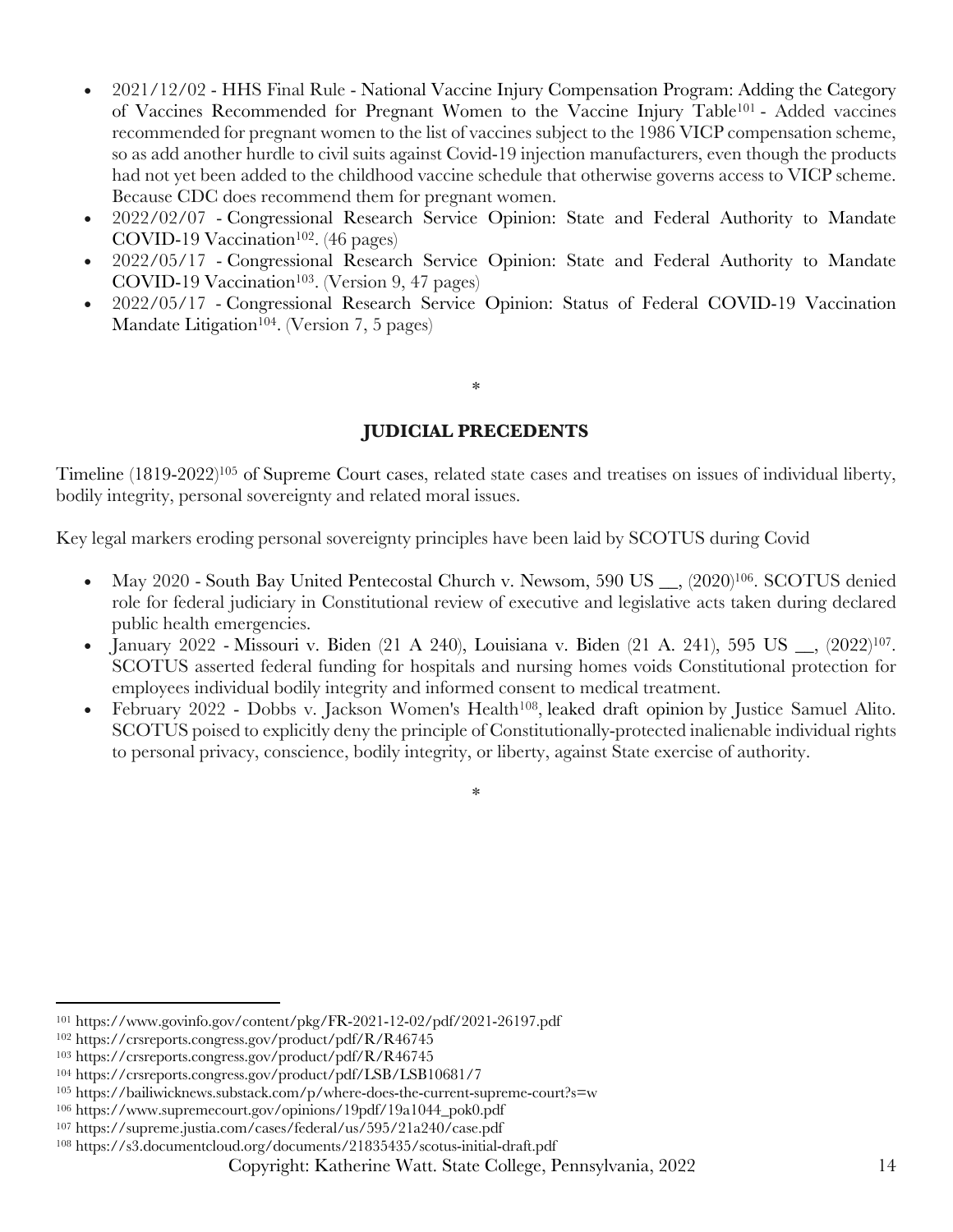- 2021/12/02 - HHS Final Rule - National Vaccine Injury Compensation Program: Adding the Category of Vaccines Recommended for Pregnant Women to the Vaccine Injury Table[101] - Added vaccines recommended for pregnant women to the list of vaccines subject to the 1986 VICP compensation scheme, so as add another hurdle to civil suits against Covid-19 injection manufacturers, even though the products had not yet been added to the childhood vaccine schedule that otherwise governs access to VICP scheme. Because CDC does recommend them for pregnant women.
- 2022/02/07 - Congressional Research Service Opinion: State and Federal Authority to Mandate COVID-19 Vaccination[102]. (46 pages)
- 2022/05/17 - Congressional Research Service Opinion: State and Federal Authority to Mandate COVID-19 Vaccination[103]. (Version 9, 47 pages)
- 2022/05/17 - Congressional Research Service Opinion: Status of Federal COVID-19 Vaccination Mandate Litigation[104]. (Version 7, 5 pages)

*

**JUDICIAL PRECEDENTS**

Timeline (1819-2022)[105] of Supreme Court cases, related state cases and treatises on issues of individual liberty, bodily integrity, personal sovereignty and related moral issues.

Key legal markers eroding personal sovereignty principles have been laid by SCOTUS during Covid

- May 2020 - South Bay United Pentecostal Church v. Newsom, 590 US __, (2020)[106]. SCOTUS denied role for federal judiciary in Constitutional review of executive and legislative acts taken during declared public health emergencies.
- January 2022 - Missouri v. Biden (21 A 240), Louisiana v. Biden (21 A. 241), 595 US __, (2022)[107]. SCOTUS asserted federal funding for hospitals and nursing homes voids Constitutional protection for employees individual bodily integrity and informed consent to medical treatment.
- February 2022 - Dobbs v. Jackson Women's Health[108], leaked draft opinion by Justice Samuel Alito. SCOTUS poised to explicitly deny the principle of Constitutionally-protected inalienable individual rights to personal privacy, conscience, bodily integrity, or liberty, against State exercise of authority.

*

[101] https://www.govinfo.gov/content/pkg/FR-2021-12-02/pdf/2021-26197.pdf
[102] https://crsreports.congress.gov/product/pdf/R/R46745
[103] https://crsreports.congress.gov/product/pdf/R/R46745
[104] https://crsreports.congress.gov/product/pdf/LSB/LSB10681/7
[105] https://bailiwicknews.substack.com/p/where-does-the-current-supreme-court?s=w
[106] https://www.supremecourt.gov/opinions/19pdf/19a1044_pok0.pdf
[107] https://supreme.justia.com/cases/federal/us/595/21a240/case.pdf
[108] https://s3.documentcloud.org/documents/21835435/scotus-initial-draft.pdf

Copyright: Katherine Watt. State College, Pennsylvania, 2022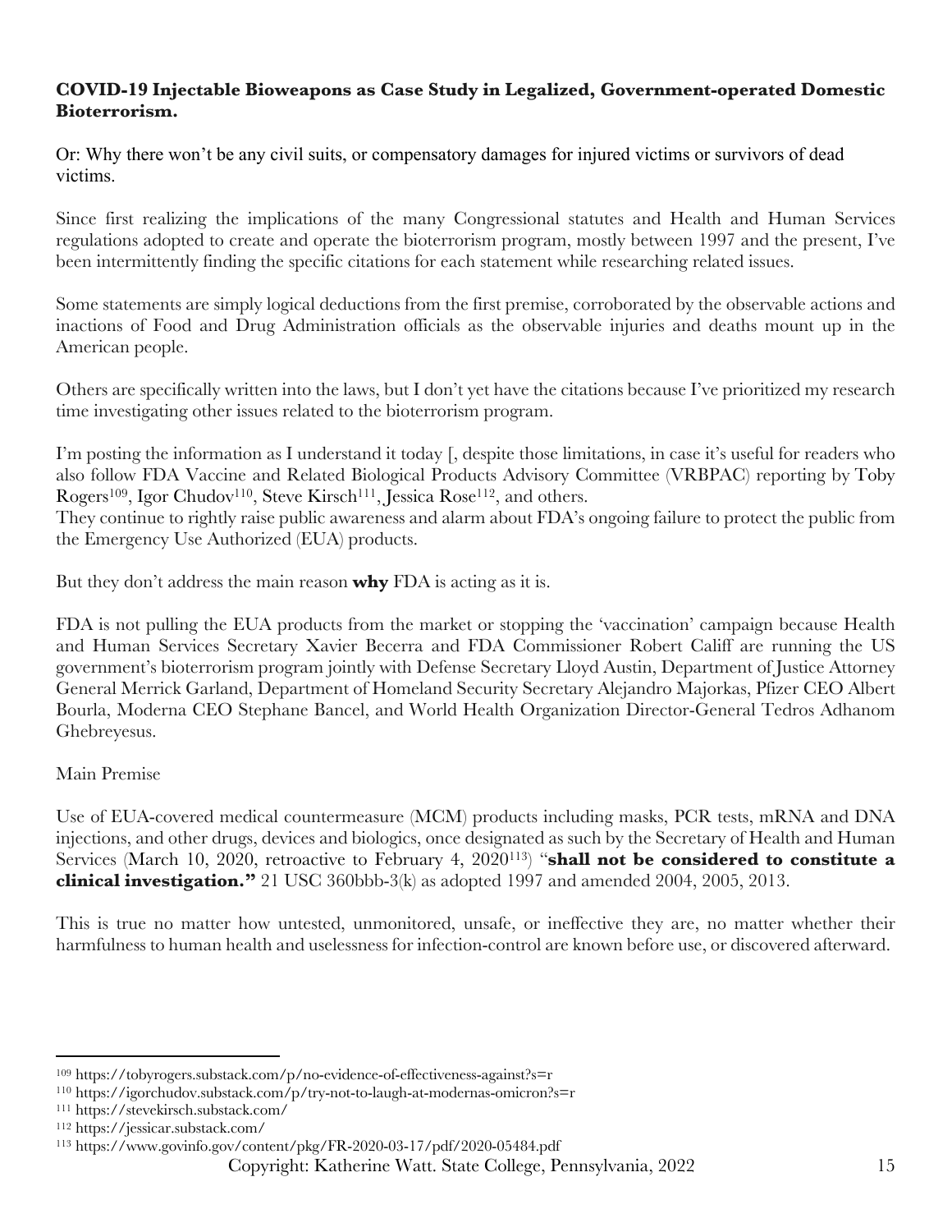**COVID-19 Injectable Bioweapons as Case Study in Legalized, Government-operated Domestic Bioterrorism.**

Or: Why there won't be any civil suits, or compensatory damages for injured victims or survivors of dead victims.

Since first realizing the implications of the many Congressional statutes and Health and Human Services regulations adopted to create and operate the bioterrorism program, mostly between 1997 and the present, I've been intermittently finding the specific citations for each statement while researching related issues.

Some statements are simply logical deductions from the first premise, corroborated by the observable actions and inactions of Food and Drug Administration officials as the observable injuries and deaths mount up in the American people.

Others are specifically written into the laws, but I don't yet have the citations because I've prioritized my research time investigating other issues related to the bioterrorism program.

I'm posting the information as I understand it today [, despite those limitations, in case it's useful for readers who also follow FDA Vaccine and Related Biological Products Advisory Committee (VRBPAC) reporting by Toby Rogers[109], Igor Chudov[110], Steve Kirsch[111], Jessica Rose[112], and others.
They continue to rightly raise public awareness and alarm about FDA's ongoing failure to protect the public from the Emergency Use Authorized (EUA) products.

But they don't address the main reason **why** FDA is acting as it is.

FDA is not pulling the EUA products from the market or stopping the 'vaccination' campaign because Health and Human Services Secretary Xavier Becerra and FDA Commissioner Robert Califf are running the US government's bioterrorism program jointly with Defense Secretary Lloyd Austin, Department of Justice Attorney General Merrick Garland, Department of Homeland Security Secretary Alejandro Majorkas, Pfizer CEO Albert Bourla, Moderna CEO Stephane Bancel, and World Health Organization Director-General Tedros Adhanom Ghebreyesus.

Main Premise

Use of EUA-covered medical countermeasure (MCM) products including masks, PCR tests, mRNA and DNA injections, and other drugs, devices and biologics, once designated as such by the Secretary of Health and Human Services (March 10, 2020, retroactive to February 4, 2020[113]) "**shall not be considered to constitute a clinical investigation."** 21 USC 360bbb-3(k) as adopted 1997 and amended 2004, 2005, 2013.

This is true no matter how untested, unmonitored, unsafe, or ineffective they are, no matter whether their harmfulness to human health and uselessness for infection-control are known before use, or discovered afterward.

---

[109] https://tobyrogers.substack.com/p/no-evidence-of-effectiveness-against?s=r
[110] https://igorchudov.substack.com/p/try-not-to-laugh-at-modernas-omicron?s=r
[111] https://stevekirsch.substack.com/
[112] https://jessicar.substack.com/
[113] https://www.govinfo.gov/content/pkg/FR-2020-03-17/pdf/2020-05484.pdf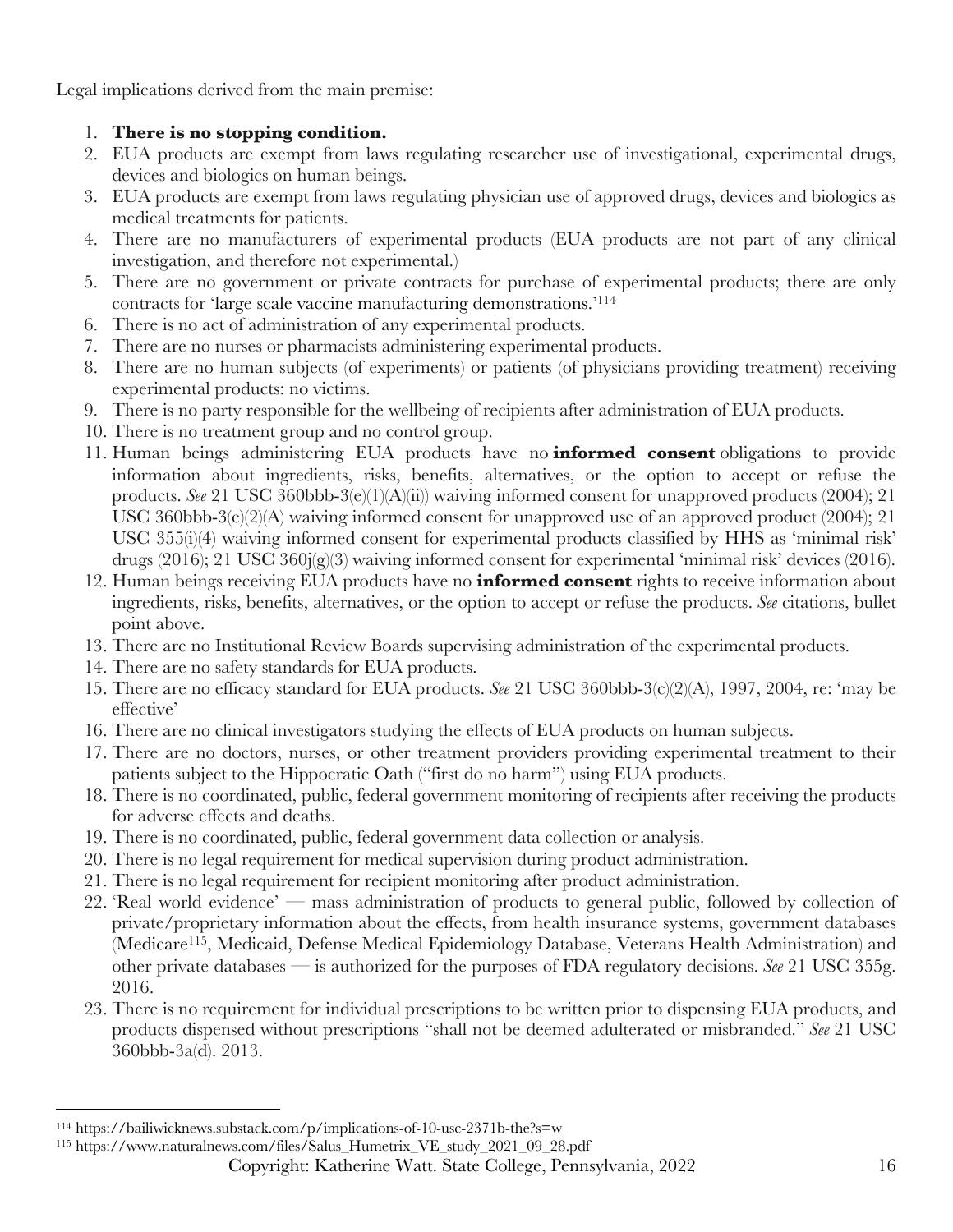Legal implications derived from the main premise:

1. **There is no stopping condition.**
2. EUA products are exempt from laws regulating researcher use of investigational, experimental drugs, devices and biologics on human beings.
3. EUA products are exempt from laws regulating physician use of approved drugs, devices and biologics as medical treatments for patients.
4. There are no manufacturers of experimental products (EUA products are not part of any clinical investigation, and therefore not experimental.)
5. There are no government or private contracts for purchase of experimental products; there are only contracts for 'large scale vaccine manufacturing demonstrations.'[114]
6. There is no act of administration of any experimental products.
7. There are no nurses or pharmacists administering experimental products.
8. There are no human subjects (of experiments) or patients (of physicians providing treatment) receiving experimental products: no victims.
9. There is no party responsible for the wellbeing of recipients after administration of EUA products.
10. There is no treatment group and no control group.
11. Human beings administering EUA products have no **informed consent** obligations to provide information about ingredients, risks, benefits, alternatives, or the option to accept or refuse the products. *See* 21 USC 360bbb-3(e)(1)(A)(ii)) waiving informed consent for unapproved products (2004); 21 USC 360bbb-3(e)(2)(A) waiving informed consent for unapproved use of an approved product (2004); 21 USC 355(i)(4) waiving informed consent for experimental products classified by HHS as 'minimal risk' drugs (2016); 21 USC 360j(g)(3) waiving informed consent for experimental 'minimal risk' devices (2016).
12. Human beings receiving EUA products have no **informed consent** rights to receive information about ingredients, risks, benefits, alternatives, or the option to accept or refuse the products. *See* citations, bullet point above.
13. There are no Institutional Review Boards supervising administration of the experimental products.
14. There are no safety standards for EUA products.
15. There are no efficacy standard for EUA products. *See* 21 USC 360bbb-3(c)(2)(A), 1997, 2004, re: 'may be effective'
16. There are no clinical investigators studying the effects of EUA products on human subjects.
17. There are no doctors, nurses, or other treatment providers providing experimental treatment to their patients subject to the Hippocratic Oath ("first do no harm") using EUA products.
18. There is no coordinated, public, federal government monitoring of recipients after receiving the products for adverse effects and deaths.
19. There is no coordinated, public, federal government data collection or analysis.
20. There is no legal requirement for medical supervision during product administration.
21. There is no legal requirement for recipient monitoring after product administration.
22. 'Real world evidence' — mass administration of products to general public, followed by collection of private/proprietary information about the effects, from health insurance systems, government databases (Medicare[115], Medicaid, Defense Medical Epidemiology Database, Veterans Health Administration) and other private databases — is authorized for the purposes of FDA regulatory decisions. *See* 21 USC 355g. 2016.
23. There is no requirement for individual prescriptions to be written prior to dispensing EUA products, and products dispensed without prescriptions "shall not be deemed adulterated or misbranded." *See* 21 USC 360bbb-3a(d). 2013.

---

[114] https://bailiwicknews.substack.com/p/implications-of-10-usc-2371b-the?s=w

[115] https://www.naturalnews.com/files/Salus_Humetrix_VE_study_2021_09_28.pdf

Copyright: Katherine Watt. State College, Pennsylvania, 2022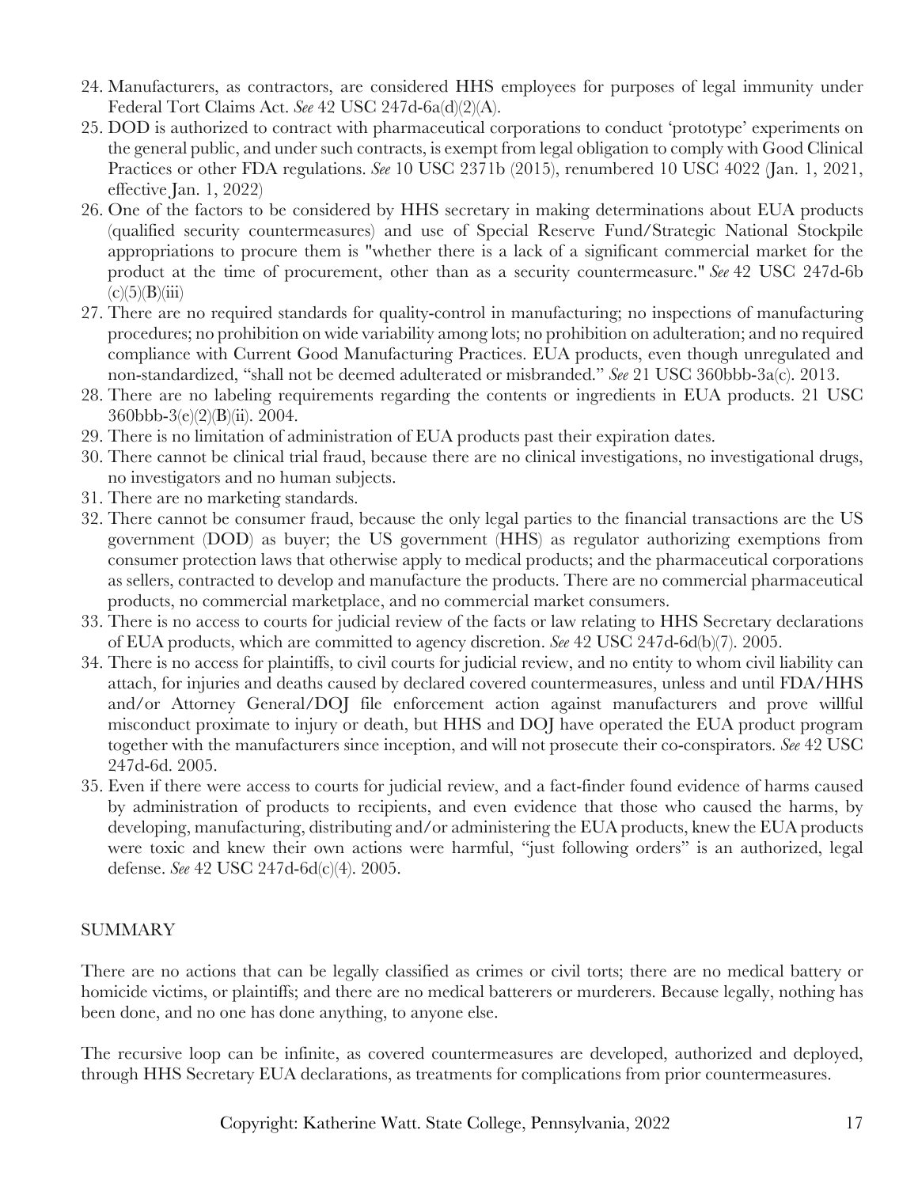24. Manufacturers, as contractors, are considered HHS employees for purposes of legal immunity under Federal Tort Claims Act. *See* 42 USC 247d-6a(d)(2)(A).
25. DOD is authorized to contract with pharmaceutical corporations to conduct 'prototype' experiments on the general public, and under such contracts, is exempt from legal obligation to comply with Good Clinical Practices or other FDA regulations. *See* 10 USC 2371b (2015), renumbered 10 USC 4022 (Jan. 1, 2021, effective Jan. 1, 2022)
26. One of the factors to be considered by HHS secretary in making determinations about EUA products (qualified security countermeasures) and use of Special Reserve Fund/Strategic National Stockpile appropriations to procure them is "whether there is a lack of a significant commercial market for the product at the time of procurement, other than as a security countermeasure." *See* 42 USC 247d-6b (c)(5)(B)(iii)
27. There are no required standards for quality-control in manufacturing; no inspections of manufacturing procedures; no prohibition on wide variability among lots; no prohibition on adulteration; and no required compliance with Current Good Manufacturing Practices. EUA products, even though unregulated and non-standardized, "shall not be deemed adulterated or misbranded." *See* 21 USC 360bbb-3a(c). 2013.
28. There are no labeling requirements regarding the contents or ingredients in EUA products. 21 USC 360bbb-3(e)(2)(B)(ii). 2004.
29. There is no limitation of administration of EUA products past their expiration dates.
30. There cannot be clinical trial fraud, because there are no clinical investigations, no investigational drugs, no investigators and no human subjects.
31. There are no marketing standards.
32. There cannot be consumer fraud, because the only legal parties to the financial transactions are the US government (DOD) as buyer; the US government (HHS) as regulator authorizing exemptions from consumer protection laws that otherwise apply to medical products; and the pharmaceutical corporations as sellers, contracted to develop and manufacture the products. There are no commercial pharmaceutical products, no commercial marketplace, and no commercial market consumers.
33. There is no access to courts for judicial review of the facts or law relating to HHS Secretary declarations of EUA products, which are committed to agency discretion. *See* 42 USC 247d-6d(b)(7). 2005.
34. There is no access for plaintiffs, to civil courts for judicial review, and no entity to whom civil liability can attach, for injuries and deaths caused by declared covered countermeasures, unless and until FDA/HHS and/or Attorney General/DOJ file enforcement action against manufacturers and prove willful misconduct proximate to injury or death, but HHS and DOJ have operated the EUA product program together with the manufacturers since inception, and will not prosecute their co-conspirators. *See* 42 USC 247d-6d. 2005.
35. Even if there were access to courts for judicial review, and a fact-finder found evidence of harms caused by administration of products to recipients, and even evidence that those who caused the harms, by developing, manufacturing, distributing and/or administering the EUA products, knew the EUA products were toxic and knew their own actions were harmful, "just following orders" is an authorized, legal defense. *See* 42 USC 247d-6d(c)(4). 2005.

## SUMMARY

There are no actions that can be legally classified as crimes or civil torts; there are no medical battery or homicide victims, or plaintiffs; and there are no medical batterers or murderers. Because legally, nothing has been done, and no one has done anything, to anyone else.

The recursive loop can be infinite, as covered countermeasures are developed, authorized and deployed, through HHS Secretary EUA declarations, as treatments for complications from prior countermeasures.

Copyright: Katherine Watt. State College, Pennsylvania, 2022